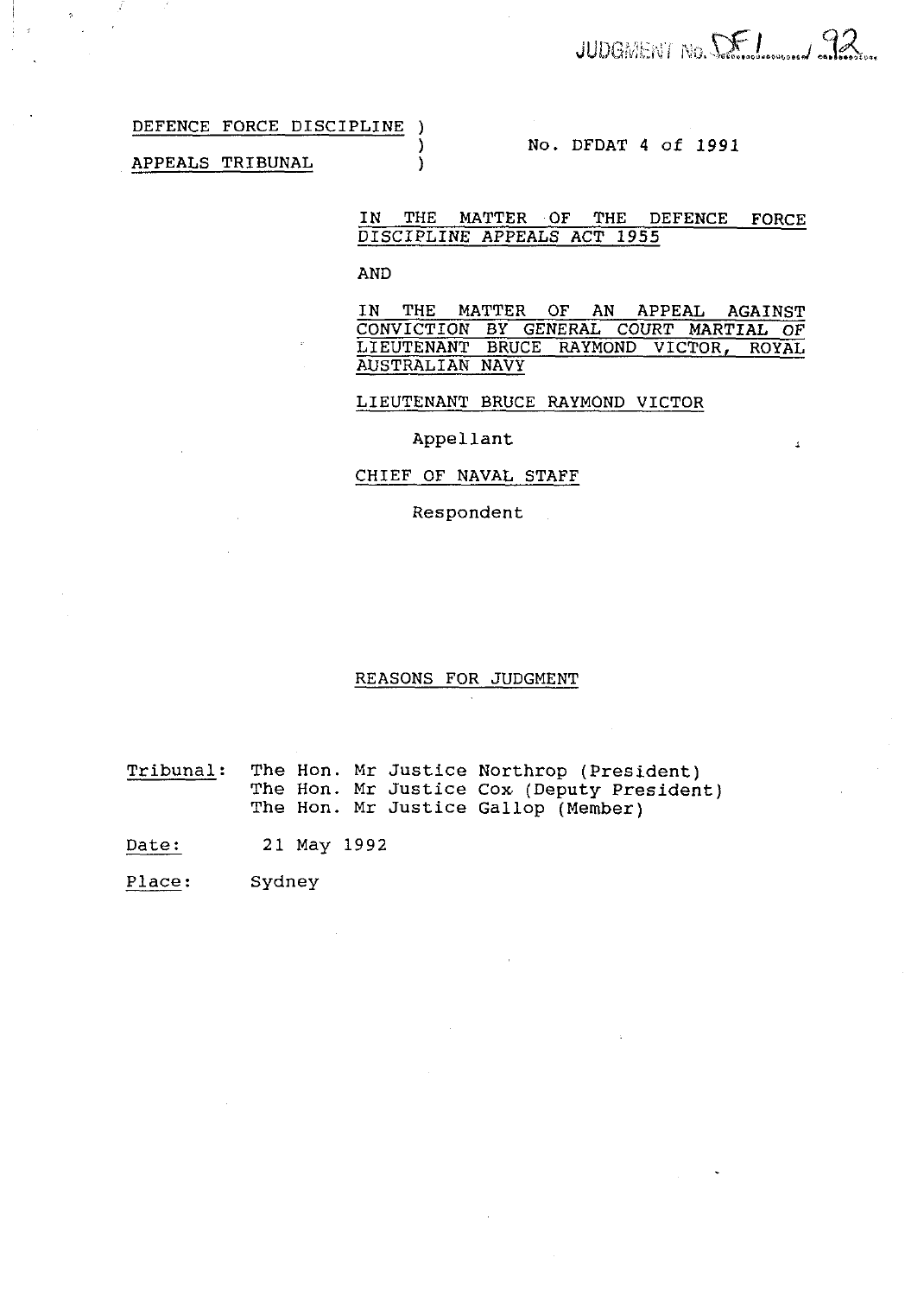JUDGMENT No. DF1/92

DEFENCE FORCE DISCIPLINE APPEALS TRIBUNAL

No. DFDAT 4 of 1991

IN THE MATTER OF THE DEFENCE FORCE DISCIPLINE APPEALS ACT 1955

AND

IN THE MATTER OF AN APPEAL AGAINST CONVICTION BY GENERAL COURT MARTIAL OF LIEUTENANT BRUCE RAYMOND VICTOR, ROYAL AUSTRALIAN NAVY

LIEUTENANT BRUCE RAYMOND VICTOR

Appellant

CHIEF OF NAVAL STAFF

Respondent

REASONS FOR JUDGMENT

Tribunal: The Hon. Mr Justice Northrop (President)
The Hon. Mr Justice Cox (Deputy President)
The Hon. Mr Justice Gallop (Member)

Date: 21 May 1992

Place: Sydney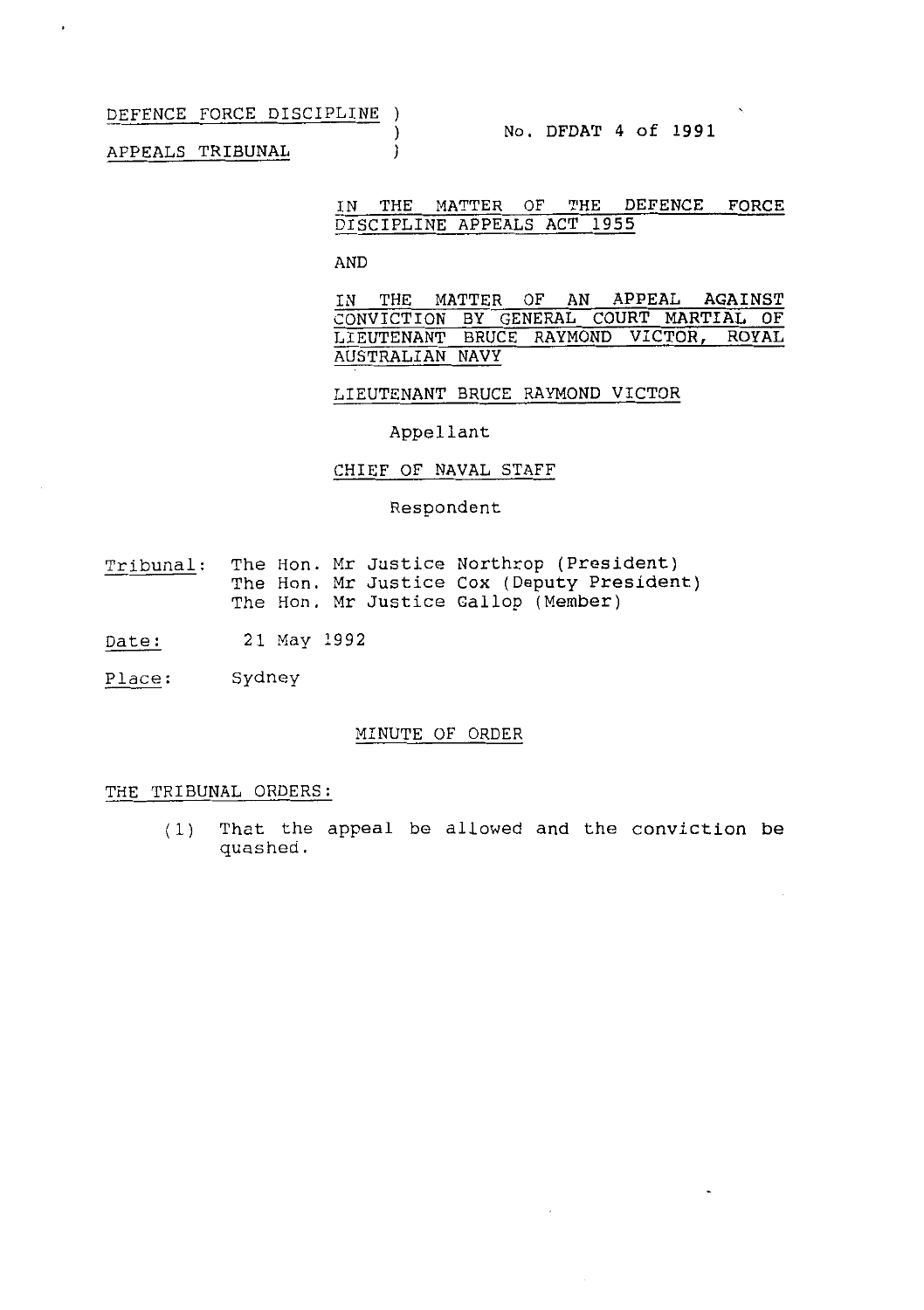DEFENCE FORCE DISCIPLINE APPEALS TRIBUNAL

No. DFDAT 4 of 1991

IN THE MATTER OF THE DEFENCE FORCE DISCIPLINE APPEALS ACT 1955

AND

IN THE MATTER OF AN APPEAL AGAINST CONVICTION BY GENERAL COURT MARTIAL OF LIEUTENANT BRUCE RAYMOND VICTOR, ROYAL AUSTRALIAN NAVY

LIEUTENANT BRUCE RAYMOND VICTOR

Appellant

CHIEF OF NAVAL STAFF

Respondent

Tribunal: The Hon. Mr Justice Northrop (President)
The Hon. Mr Justice Cox (Deputy President)
The Hon. Mr Justice Gallop (Member)

Date: 21 May 1992

Place: Sydney

MINUTE OF ORDER

THE TRIBUNAL ORDERS:

(1) That the appeal be allowed and the conviction be quashed.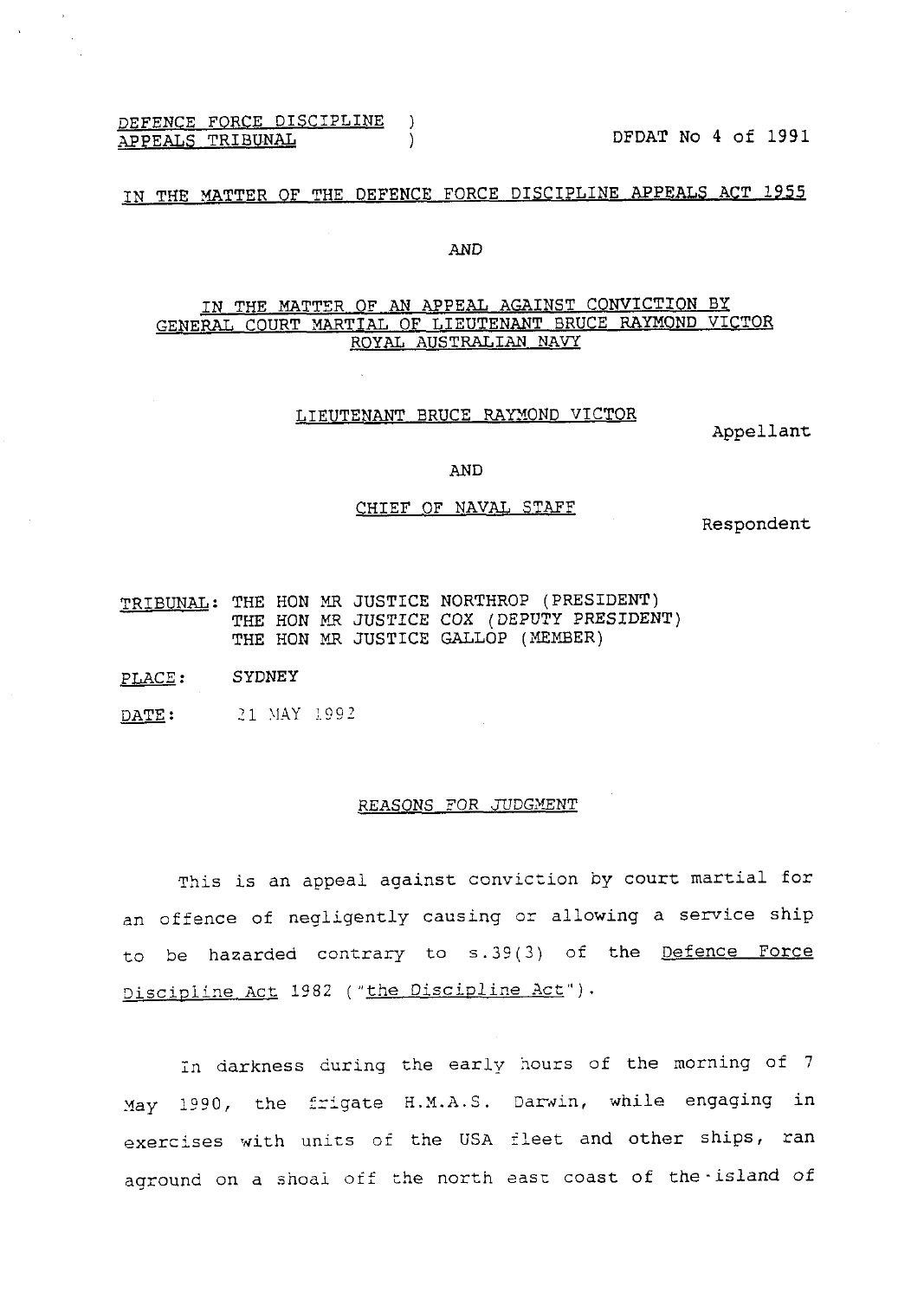DEFENCE FORCE DISCIPLINE )
APPEALS TRIBUNAL )

DFDAT No 4 of 1991

IN THE MATTER OF THE DEFENCE FORCE DISCIPLINE APPEALS ACT 1955

AND

IN THE MATTER OF AN APPEAL AGAINST CONVICTION BY GENERAL COURT MARTIAL OF LIEUTENANT BRUCE RAYMOND VICTOR ROYAL AUSTRALIAN NAVY

LIEUTENANT BRUCE RAYMOND VICTOR

Appellant

AND

CHIEF OF NAVAL STAFF

Respondent

TRIBUNAL: THE HON MR JUSTICE NORTHROP (PRESIDENT)
THE HON MR JUSTICE COX (DEPUTY PRESIDENT)
THE HON MR JUSTICE GALLOP (MEMBER)

PLACE: SYDNEY

DATE: 21 MAY 1992

REASONS FOR JUDGMENT

This is an appeal against conviction by court martial for an offence of negligently causing or allowing a service ship to be hazarded contrary to s.39(3) of the Defence Force Discipline Act 1982 ("the Discipline Act").

In darkness during the early hours of the morning of 7 May 1990, the frigate H.M.A.S. Darwin, while engaging in exercises with units of the USA fleet and other ships, ran aground on a shoal off the north east coast of the island of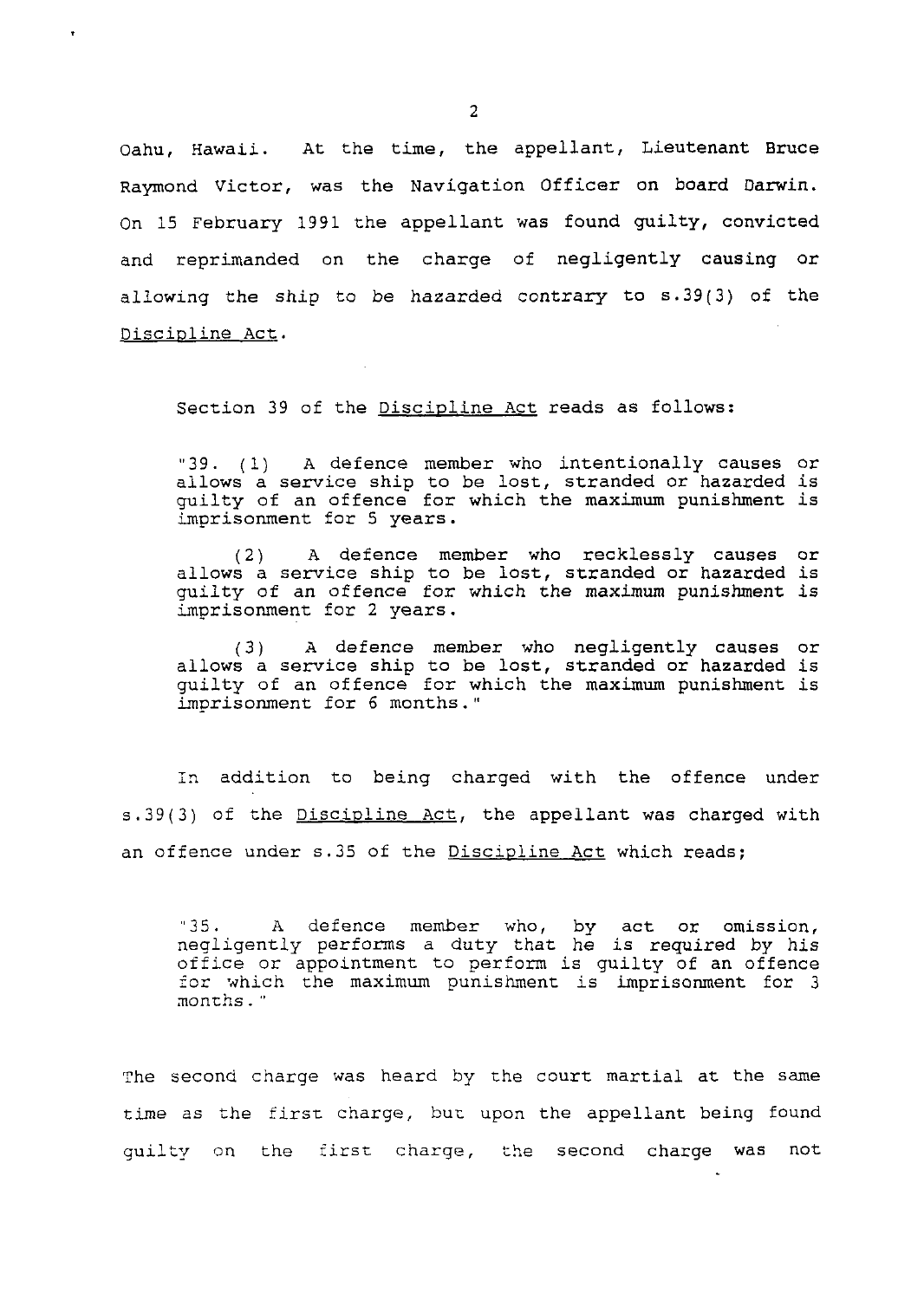Oahu, Hawaii. At the time, the appellant, Lieutenant Bruce Raymond Victor, was the Navigation Officer on board Darwin. On 15 February 1991 the appellant was found guilty, convicted and reprimanded on the charge of negligently causing or allowing the ship to be hazarded contrary to s.39(3) of the Discipline Act.

Section 39 of the Discipline Act reads as follows:

> "39. (1) A defence member who intentionally causes or allows a service ship to be lost, stranded or hazarded is guilty of an offence for which the maximum punishment is imprisonment for 5 years.
>
> (2) A defence member who recklessly causes or allows a service ship to be lost, stranded or hazarded is guilty of an offence for which the maximum punishment is imprisonment for 2 years.
>
> (3) A defence member who negligently causes or allows a service ship to be lost, stranded or hazarded is guilty of an offence for which the maximum punishment is imprisonment for 6 months."

In addition to being charged with the offence under s.39(3) of the Discipline Act, the appellant was charged with an offence under s.35 of the Discipline Act which reads;

> "35. A defence member who, by act or omission, negligently performs a duty that he is required by his office or appointment to perform is guilty of an offence for which the maximum punishment is imprisonment for 3 months."

The second charge was heard by the court martial at the same time as the first charge, but upon the appellant being found guilty on the first charge, the second charge was not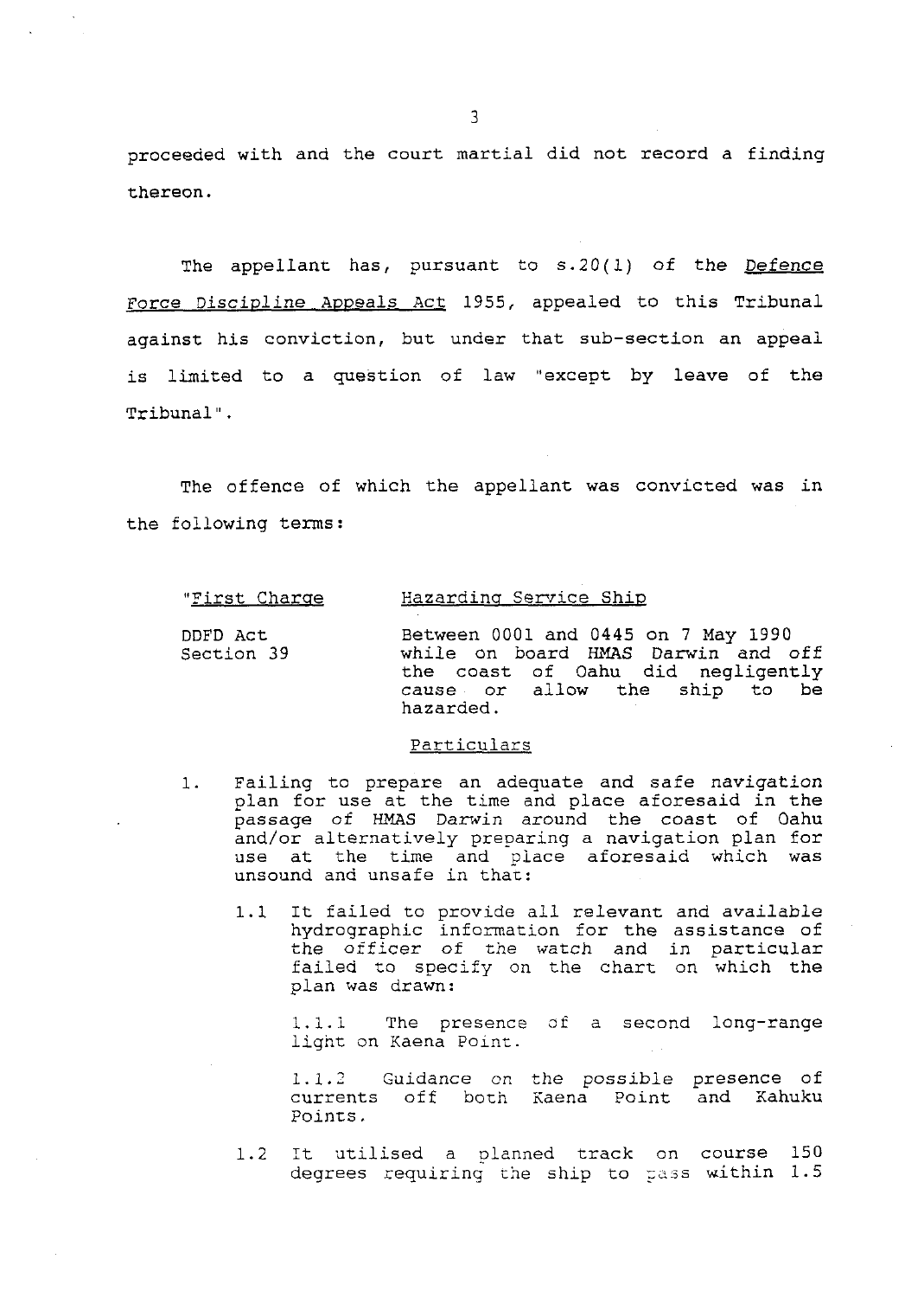proceeded with and the court martial did not record a finding thereon.

The appellant has, pursuant to s.20(1) of the Defence Force Discipline Appeals Act 1955, appealed to this Tribunal against his conviction, but under that sub-section an appeal is limited to a question of law "except by leave of the Tribunal".

The offence of which the appellant was convicted was in the following terms:

> "First Charge — Hazarding Service Ship
>
> DDFD Act Section 39 — Between 0001 and 0445 on 7 May 1990 while on board HMAS Darwin and off the coast of Oahu did negligently cause or allow the ship to be hazarded.
>
> Particulars
>
> 1. Failing to prepare an adequate and safe navigation plan for use at the time and place aforesaid in the passage of HMAS Darwin around the coast of Oahu and/or alternatively preparing a navigation plan for use at the time and place aforesaid which was unsound and unsafe in that:
>
>    1.1 It failed to provide all relevant and available hydrographic information for the assistance of the officer of the watch and in particular failed to specify on the chart on which the plan was drawn:
>
>       1.1.1 The presence of a second long-range light on Kaena Point.
>
>       1.1.2 Guidance on the possible presence of currents off both Kaena Point and Kahuku Points.
>
>    1.2 It utilised a planned track on course 150 degrees requiring the ship to pass within 1.5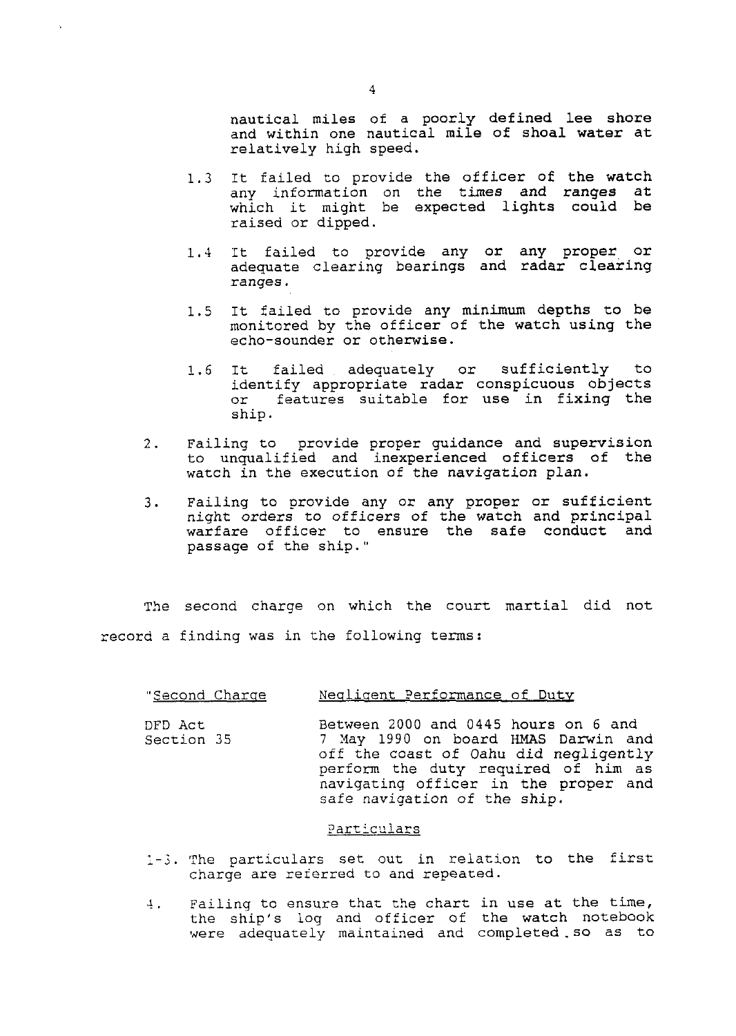nautical miles of a poorly defined lee shore and within one nautical mile of shoal water at relatively high speed.

1.3 It failed to provide the officer of the watch any information on the times and ranges at which it might be expected lights could be raised or dipped.

1.4 It failed to provide any or any proper or adequate clearing bearings and radar clearing ranges.

1.5 It failed to provide any minimum depths to be monitored by the officer of the watch using the echo-sounder or otherwise.

1.6 It failed adequately or sufficiently to identify appropriate radar conspicuous objects or features suitable for use in fixing the ship.

2. Failing to provide proper guidance and supervision to unqualified and inexperienced officers of the watch in the execution of the navigation plan.

3. Failing to provide any or any proper or sufficient night orders to officers of the watch and principal warfare officer to ensure the safe conduct and passage of the ship."

The second charge on which the court martial did not record a finding was in the following terms:

"<u>Second Charge</u> &nbsp;&nbsp;&nbsp;&nbsp; <u>Negligent Performance of Duty</u>

DFD Act Section 35 &nbsp;&nbsp;&nbsp;&nbsp; Between 2000 and 0445 hours on 6 and 7 May 1990 on board HMAS Darwin and off the coast of Oahu did negligently perform the duty required of him as navigating officer in the proper and safe navigation of the ship.

<u>Particulars</u>

1-3. The particulars set out in relation to the first charge are referred to and repeated.

4. Failing to ensure that the chart in use at the time, the ship's log and officer of the watch notebook were adequately maintained and completed so as to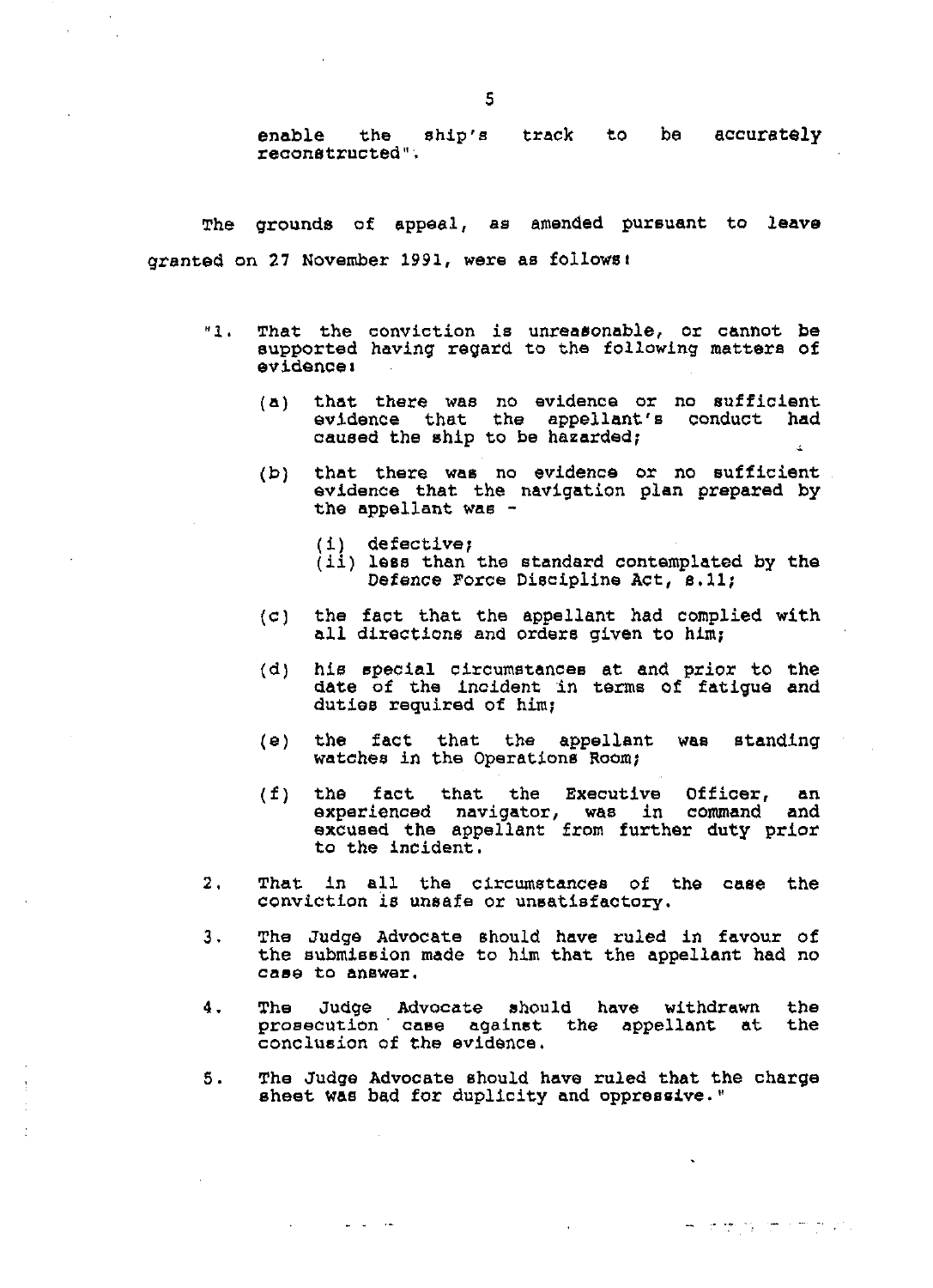enable the ship's track to be accurately reconstructed".

The grounds of appeal, as amended pursuant to leave granted on 27 November 1991, were as follows:

"1. That the conviction is unreasonable, or cannot be supported having regard to the following matters of evidence:

   (a) that there was no evidence or no sufficient evidence that the appellant's conduct had caused the ship to be hazarded;

   (b) that there was no evidence or no sufficient evidence that the navigation plan prepared by the appellant was -

      (i) defective;
      (ii) less than the standard contemplated by the Defence Force Discipline Act, s.11;

   (c) the fact that the appellant had complied with all directions and orders given to him;

   (d) his special circumstances at and prior to the date of the incident in terms of fatigue and duties required of him;

   (e) the fact that the appellant was standing watches in the Operations Room;

   (f) the fact that the Executive Officer, an experienced navigator, was in command and excused the appellant from further duty prior to the incident.

2. That in all the circumstances of the case the conviction is unsafe or unsatisfactory.

3. The Judge Advocate should have ruled in favour of the submission made to him that the appellant had no case to answer.

4. The Judge Advocate should have withdrawn the prosecution case against the appellant at the conclusion of the evidence.

5. The Judge Advocate should have ruled that the charge sheet was bad for duplicity and oppressive."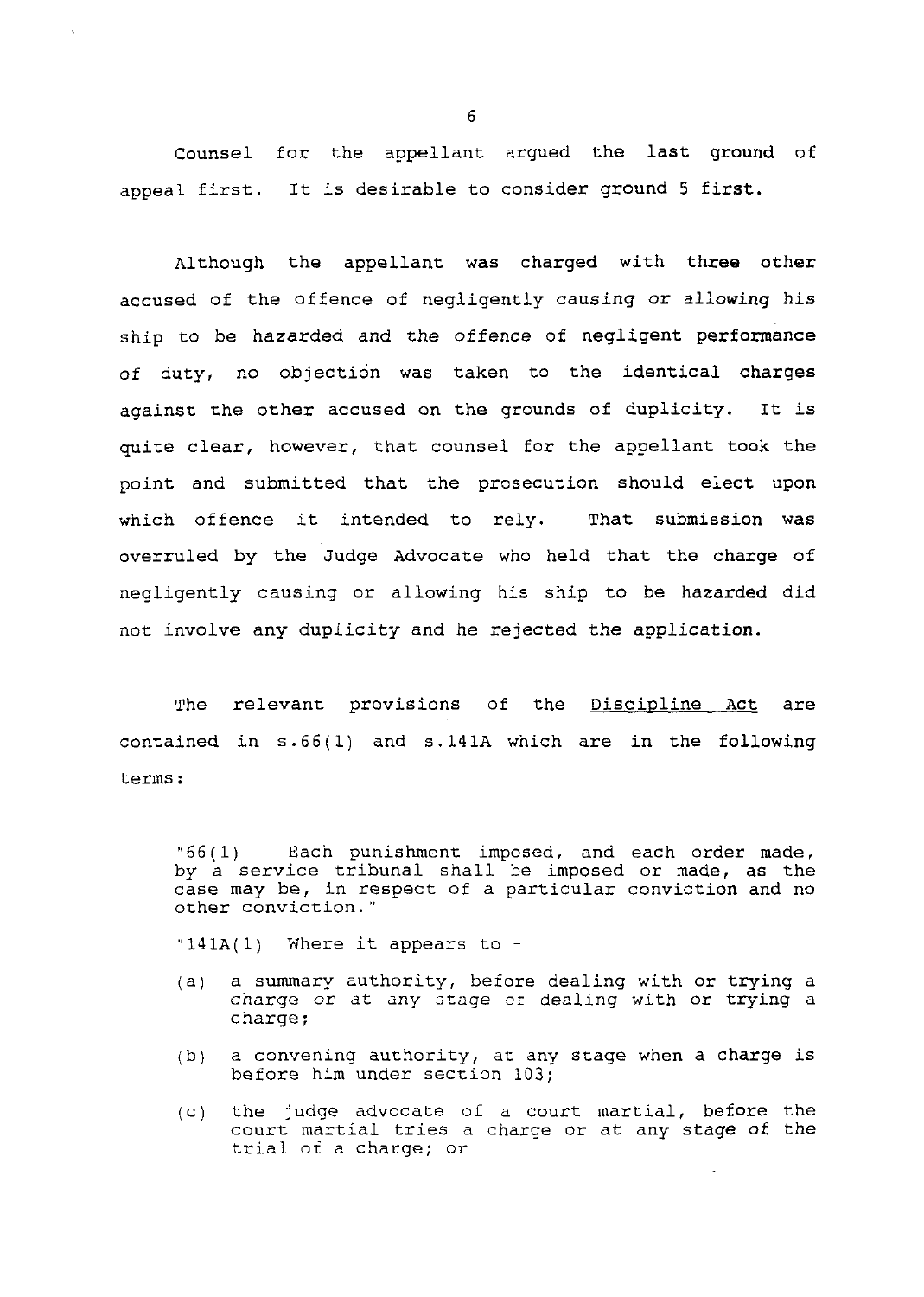Counsel for the appellant argued the last ground of appeal first. It is desirable to consider ground 5 first.

Although the appellant was charged with three other accused of the offence of negligently causing or allowing his ship to be hazarded and the offence of negligent performance of duty, no objection was taken to the identical charges against the other accused on the grounds of duplicity. It is quite clear, however, that counsel for the appellant took the point and submitted that the prosecution should elect upon which offence it intended to rely. That submission was overruled by the Judge Advocate who held that the charge of negligently causing or allowing his ship to be hazarded did not involve any duplicity and he rejected the application.

The relevant provisions of the Discipline Act are contained in s.66(1) and s.141A which are in the following terms:

> "66(1) Each punishment imposed, and each order made, by a service tribunal shall be imposed or made, as the case may be, in respect of a particular conviction and no other conviction."
>
> "141A(1) Where it appears to -
>
> (a) a summary authority, before dealing with or trying a charge or at any stage of dealing with or trying a charge;
>
> (b) a convening authority, at any stage when a charge is before him under section 103;
>
> (c) the judge advocate of a court martial, before the court martial tries a charge or at any stage of the trial of a charge; or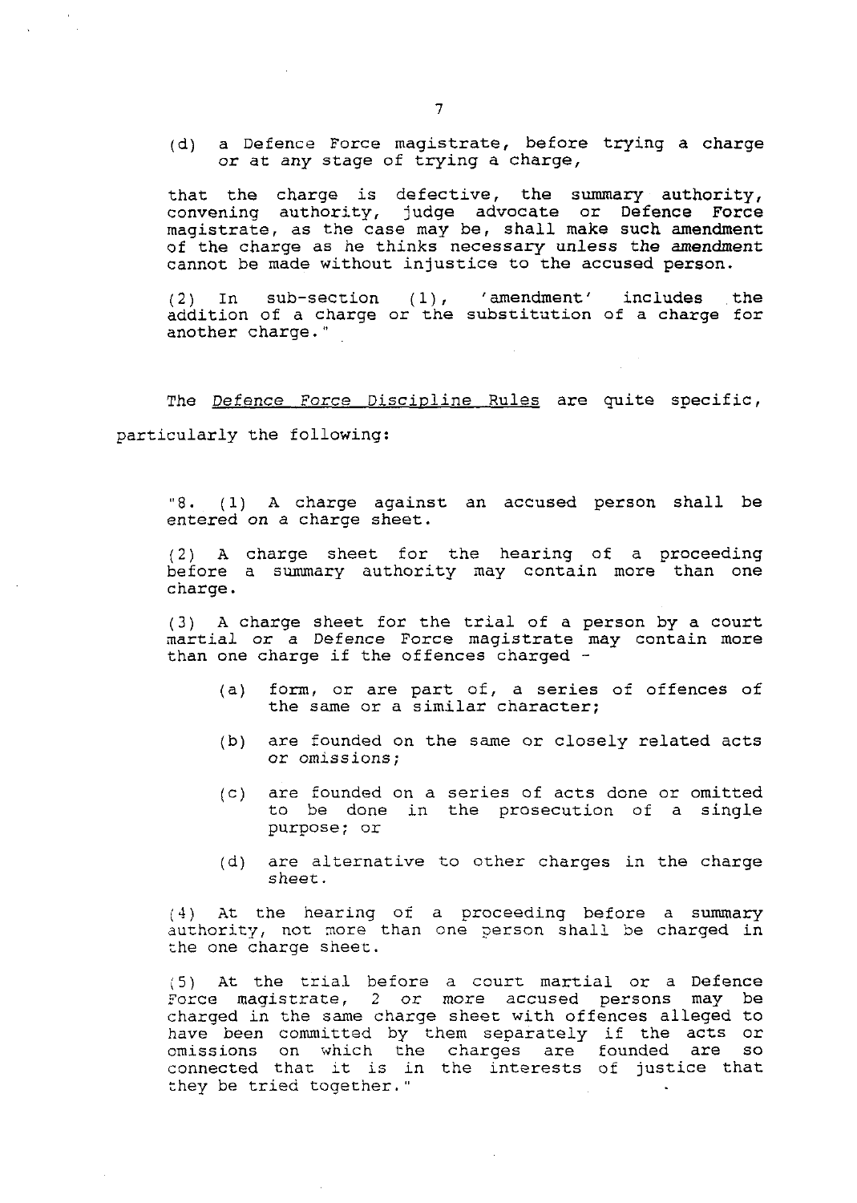(d) a Defence Force magistrate, before trying a charge or at any stage of trying a charge,

that the charge is defective, the summary authority, convening authority, judge advocate or Defence Force magistrate, as the case may be, shall make such amendment of the charge as he thinks necessary unless the amendment cannot be made without injustice to the accused person.

(2) In sub-section (1), 'amendment' includes the addition of a charge or the substitution of a charge for another charge."

The Defence Force Discipline Rules are quite specific, particularly the following:

"8. (1) A charge against an accused person shall be entered on a charge sheet.

(2) A charge sheet for the hearing of a proceeding before a summary authority may contain more than one charge.

(3) A charge sheet for the trial of a person by a court martial or a Defence Force magistrate may contain more than one charge if the offences charged -

- (a) form, or are part of, a series of offences of the same or a similar character;
- (b) are founded on the same or closely related acts or omissions;
- (c) are founded on a series of acts done or omitted to be done in the prosecution of a single purpose; or
- (d) are alternative to other charges in the charge sheet.

(4) At the hearing of a proceeding before a summary authority, not more than one person shall be charged in the one charge sheet.

(5) At the trial before a court martial or a Defence Force magistrate, 2 or more accused persons may be charged in the same charge sheet with offences alleged to have been committed by them separately if the acts or omissions on which the charges are founded are so connected that it is in the interests of justice that they be tried together."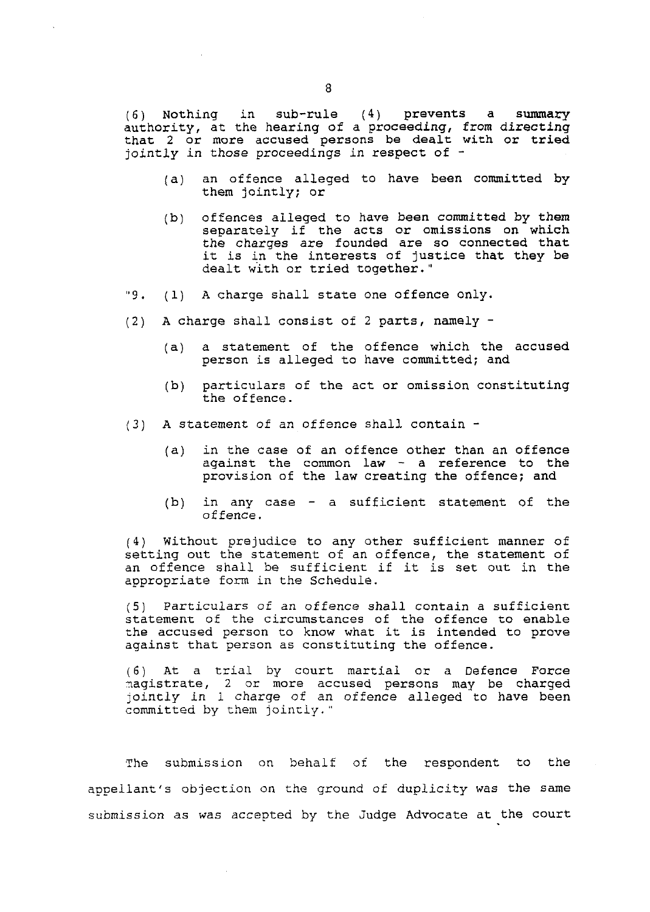(6) Nothing in sub-rule (4) prevents a summary authority, at the hearing of a proceeding, from directing that 2 or more accused persons be dealt with or tried jointly in those proceedings in respect of -

> (a) an offence alleged to have been committed by them jointly; or
>
> (b) offences alleged to have been committed by them separately if the acts or omissions on which the charges are founded are so connected that it is in the interests of justice that they be dealt with or tried together."

"9. (1) A charge shall state one offence only.

(2) A charge shall consist of 2 parts, namely -

> (a) a statement of the offence which the accused person is alleged to have committed; and
>
> (b) particulars of the act or omission constituting the offence.

(3) A statement of an offence shall contain -

> (a) in the case of an offence other than an offence against the common law - a reference to the provision of the law creating the offence; and
>
> (b) in any case - a sufficient statement of the offence.

(4) Without prejudice to any other sufficient manner of setting out the statement of an offence, the statement of an offence shall be sufficient if it is set out in the appropriate form in the Schedule.

(5) Particulars of an offence shall contain a sufficient statement of the circumstances of the offence to enable the accused person to know what it is intended to prove against that person as constituting the offence.

(6) At a trial by court martial or a Defence Force magistrate, 2 or more accused persons may be charged jointly in 1 charge of an offence alleged to have been committed by them jointly."

The submission on behalf of the respondent to the appellant's objection on the ground of duplicity was the same submission as was accepted by the Judge Advocate at the court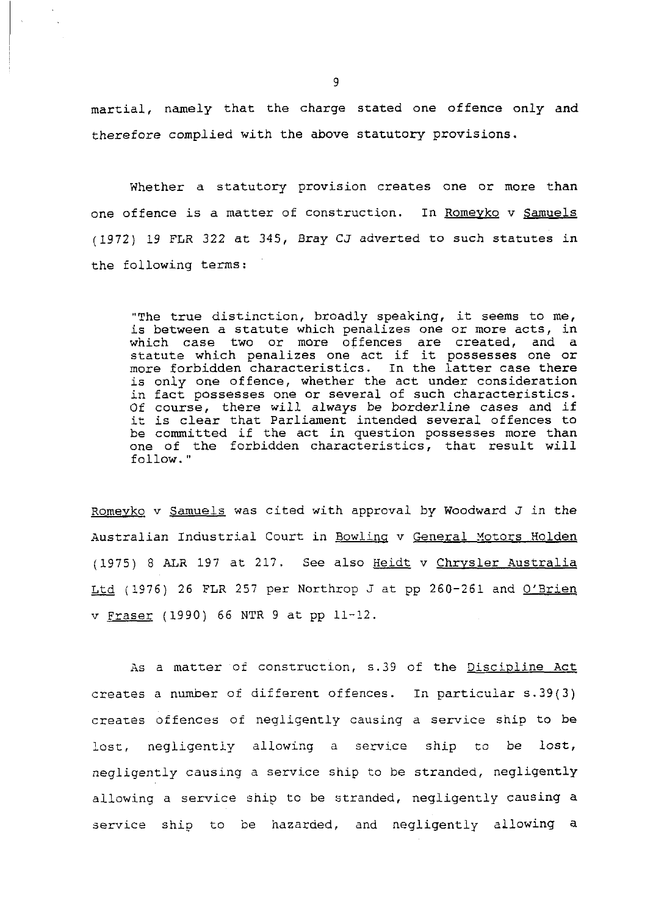martial, namely that the charge stated one offence only and therefore complied with the above statutory provisions.

Whether a statutory provision creates one or more than one offence is a matter of construction. In Romeyko v Samuels (1972) 19 FLR 322 at 345, Bray CJ adverted to such statutes in the following terms:

> "The true distinction, broadly speaking, it seems to me, is between a statute which penalizes one or more acts, in which case two or more offences are created, and a statute which penalizes one act if it possesses one or more forbidden characteristics. In the latter case there is only one offence, whether the act under consideration in fact possesses one or several of such characteristics. Of course, there will always be borderline cases and if it is clear that Parliament intended several offences to be committed if the act in question possesses more than one of the forbidden characteristics, that result will follow."

Romeyko v Samuels was cited with approval by Woodward J in the Australian Industrial Court in Bowling v General Motors Holden (1975) 8 ALR 197 at 217. See also Heidt v Chrysler Australia Ltd (1976) 26 FLR 257 per Northrop J at pp 260-261 and O'Brien v Fraser (1990) 66 NTR 9 at pp 11-12.

As a matter of construction, s.39 of the Discipline Act creates a number of different offences. In particular s.39(3) creates offences of negligently causing a service ship to be lost, negligently allowing a service ship to be lost, negligently causing a service ship to be stranded, negligently allowing a service ship to be stranded, negligently causing a service ship to be hazarded, and negligently allowing a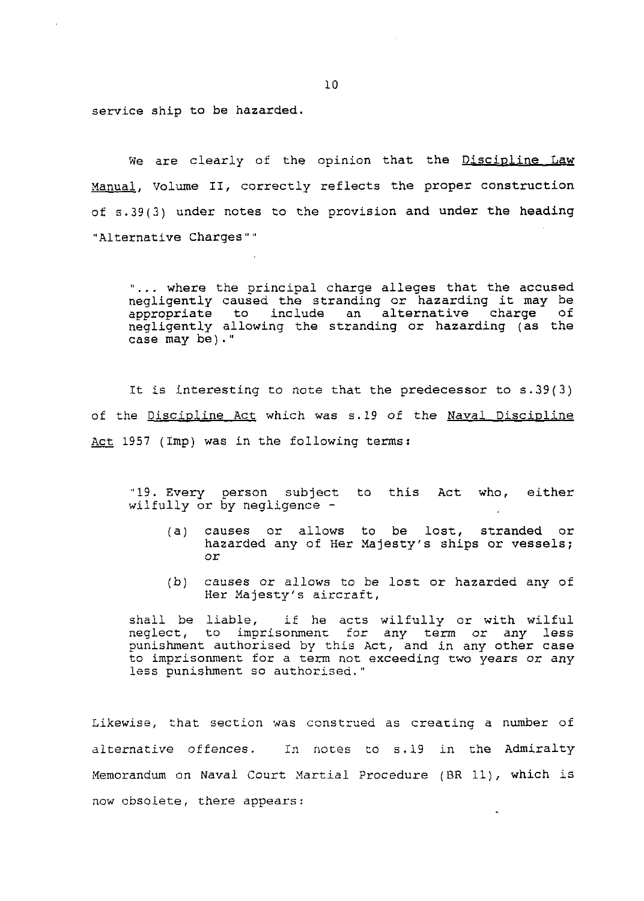service ship to be hazarded.

We are clearly of the opinion that the Discipline Law Manual, Volume II, correctly reflects the proper construction of s.39(3) under notes to the provision and under the heading "Alternative Charges""

> "... where the principal charge alleges that the accused negligently caused the stranding or hazarding it may be appropriate to include an alternative charge of negligently allowing the stranding or hazarding (as the case may be)."

It is interesting to note that the predecessor to s.39(3) of the Discipline Act which was s.19 of the Naval Discipline Act 1957 (Imp) was in the following terms:

> "19. Every person subject to this Act who, either wilfully or by negligence -
>
> (a) causes or allows to be lost, stranded or hazarded any of Her Majesty's ships or vessels; or
>
> (b) causes or allows to be lost or hazarded any of Her Majesty's aircraft,
>
> shall be liable, if he acts wilfully or with wilful neglect, to imprisonment for any term or any less punishment authorised by this Act, and in any other case to imprisonment for a term not exceeding two years or any less punishment so authorised."

Likewise, that section was construed as creating a number of alternative offences. In notes to s.19 in the Admiralty Memorandum on Naval Court Martial Procedure (BR 11), which is now obsolete, there appears: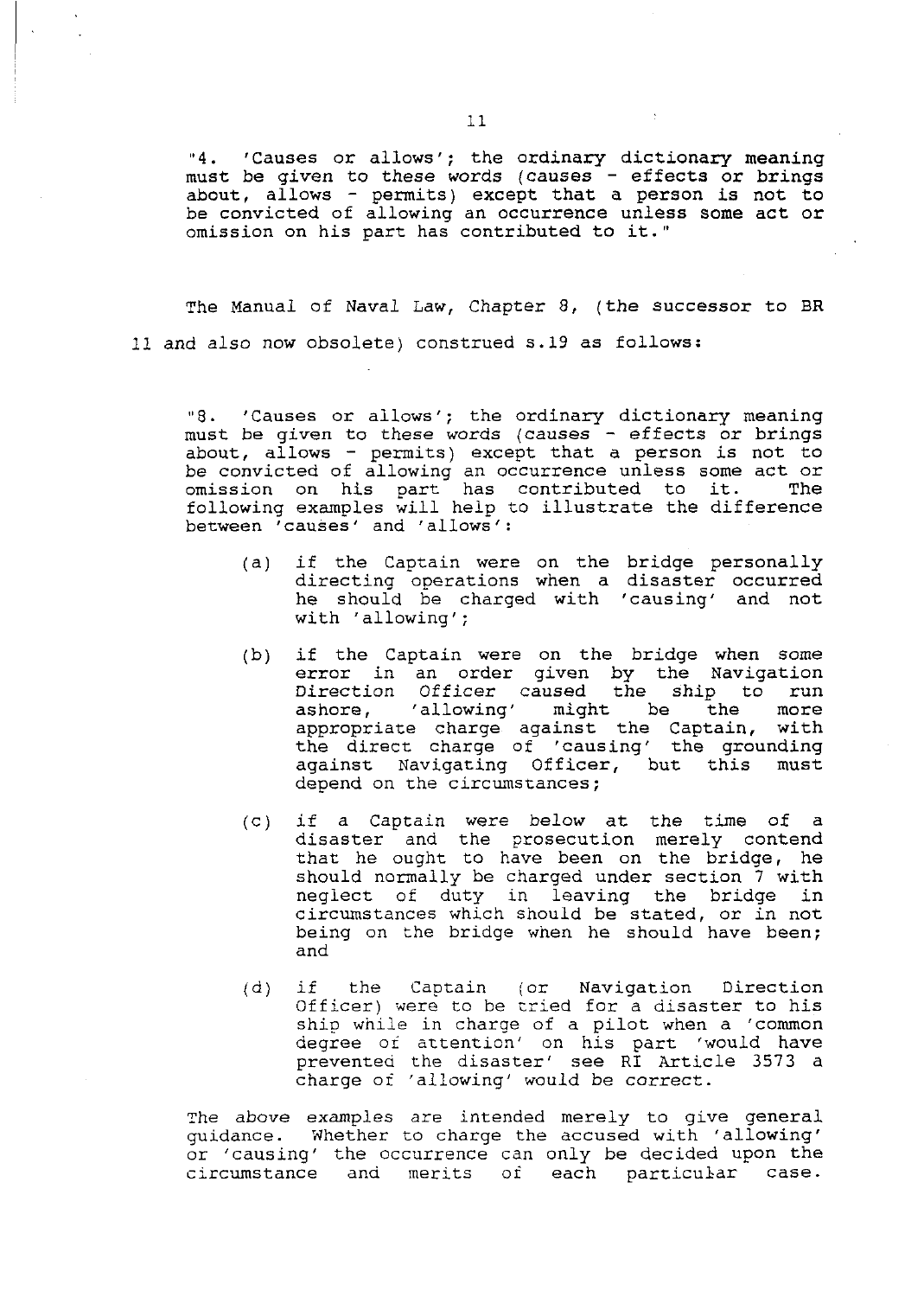> "4. 'Causes or allows'; the ordinary dictionary meaning must be given to these words (causes - effects or brings about, allows - permits) except that a person is not to be convicted of allowing an occurrence unless some act or omission on his part has contributed to it."

The Manual of Naval Law, Chapter 8, (the successor to BR 11 and also now obsolete) construed s.19 as follows:

> "8. 'Causes or allows'; the ordinary dictionary meaning must be given to these words (causes - effects or brings about, allows - permits) except that a person is not to be convicted of allowing an occurrence unless some act or omission on his part has contributed to it. The following examples will help to illustrate the difference between 'causes' and 'allows':
>
> (a) if the Captain were on the bridge personally directing operations when a disaster occurred he should be charged with 'causing' and not with 'allowing';
>
> (b) if the Captain were on the bridge when some error in an order given by the Navigation Direction Officer caused the ship to run ashore, 'allowing' might be the more appropriate charge against the Captain, with the direct charge of 'causing' the grounding against Navigating Officer, but this must depend on the circumstances;
>
> (c) if a Captain were below at the time of a disaster and the prosecution merely contend that he ought to have been on the bridge, he should normally be charged under section 7 with neglect of duty in leaving the bridge in circumstances which should be stated, or in not being on the bridge when he should have been; and
>
> (d) if the Captain (or Navigation Direction Officer) were to be tried for a disaster to his ship while in charge of a pilot when a 'common degree of attention' on his part 'would have prevented the disaster' see RI Article 3573 a charge of 'allowing' would be correct.
>
> The above examples are intended merely to give general guidance. Whether to charge the accused with 'allowing' or 'causing' the occurrence can only be decided upon the circumstance and merits of each particular case.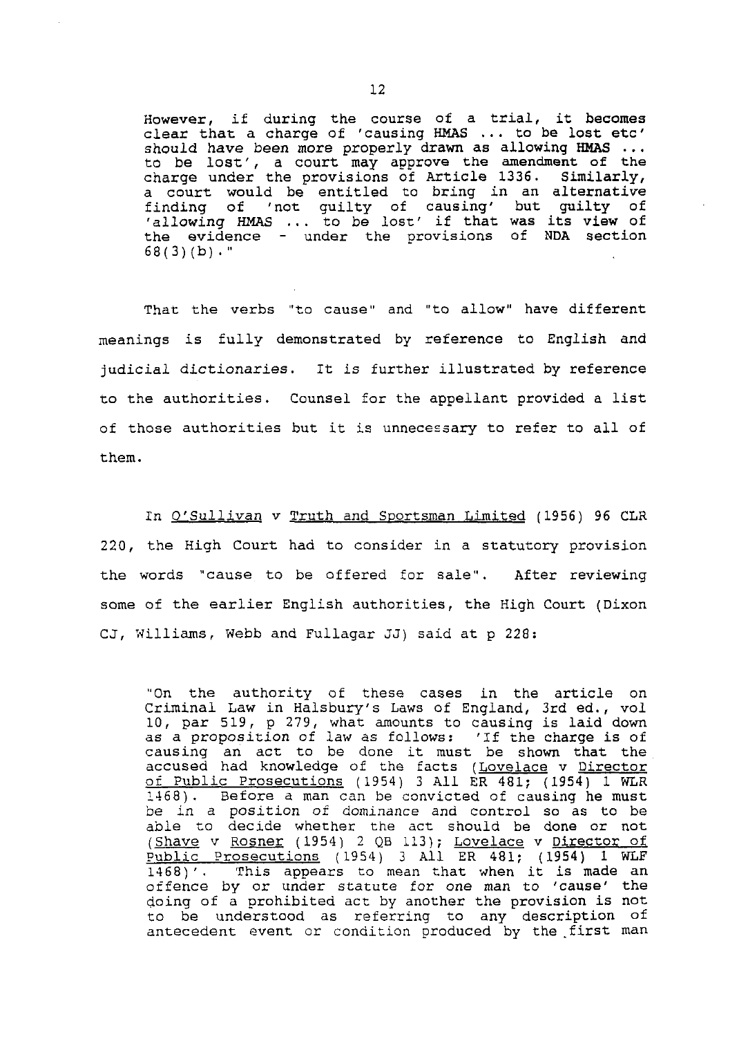> However, if during the course of a trial, it becomes clear that a charge of 'causing HMAS ... to be lost etc' should have been more properly drawn as allowing HMAS ... to be lost', a court may approve the amendment of the charge under the provisions of Article 1336. Similarly, a court would be entitled to bring in an alternative finding of 'not guilty of causing' but guilty of 'allowing HMAS ... to be lost' if that was its view of the evidence - under the provisions of NDA section 68(3)(b)."

That the verbs "to cause" and "to allow" have different meanings is fully demonstrated by reference to English and judicial dictionaries. It is further illustrated by reference to the authorities. Counsel for the appellant provided a list of those authorities but it is unnecessary to refer to all of them.

In O'Sullivan v Truth and Sportsman Limited (1956) 96 CLR 220, the High Court had to consider in a statutory provision the words "cause to be offered for sale". After reviewing some of the earlier English authorities, the High Court (Dixon CJ, Williams, Webb and Fullagar JJ) said at p 228:

> "On the authority of these cases in the article on Criminal Law in Halsbury's Laws of England, 3rd ed., vol 10, par 519, p 279, what amounts to causing is laid down as a proposition of law as follows: 'If the charge is of causing an act to be done it must be shown that the accused had knowledge of the facts (Lovelace v Director of Public Prosecutions (1954) 3 All ER 481; (1954) 1 WLR 1468). Before a man can be convicted of causing he must be in a position of dominance and control so as to be able to decide whether the act should be done or not (Shave v Rosner (1954) 2 QB 113); Lovelace v Director of Public Prosecutions (1954) 3 All ER 481; (1954) 1 WLF 1468)'. This appears to mean that when it is made an offence by or under statute for one man to 'cause' the doing of a prohibited act by another the provision is not to be understood as referring to any description of antecedent event or condition produced by the first man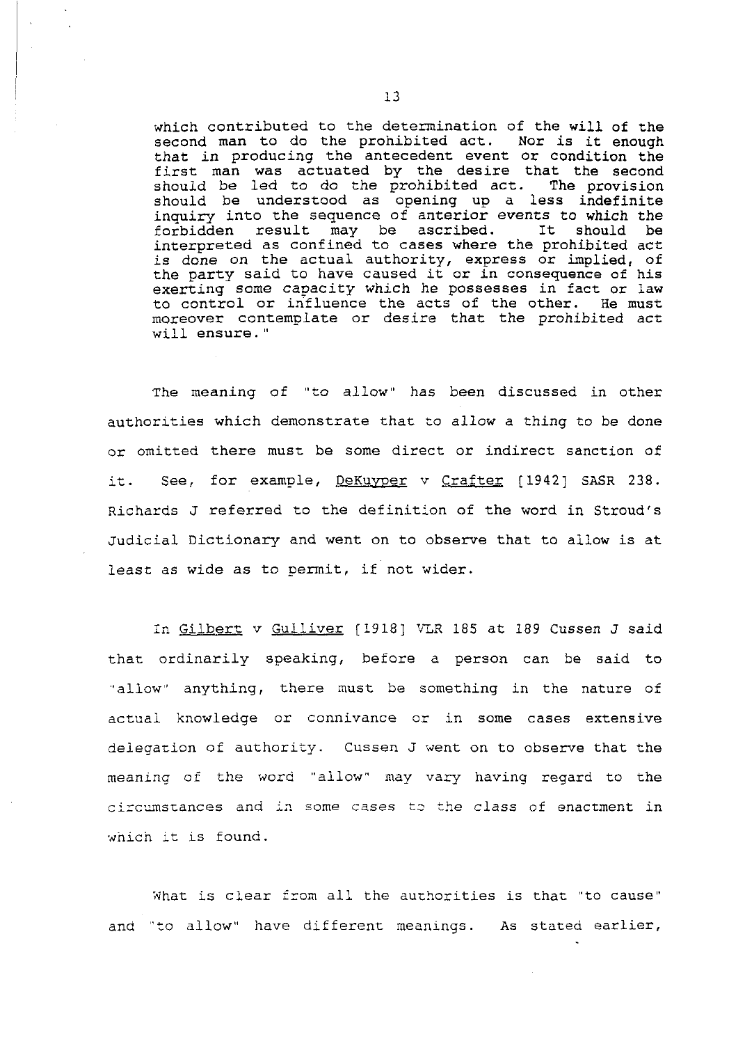> which contributed to the determination of the will of the second man to do the prohibited act. Nor is it enough that in producing the antecedent event or condition the first man was actuated by the desire that the second should be led to do the prohibited act. The provision should be understood as opening up a less indefinite inquiry into the sequence of anterior events to which the forbidden result may be ascribed. It should be interpreted as confined to cases where the prohibited act is done on the actual authority, express or implied, of the party said to have caused it or in consequence of his exerting some capacity which he possesses in fact or law to control or influence the acts of the other. He must moreover contemplate or desire that the prohibited act will ensure."

The meaning of "to allow" has been discussed in other authorities which demonstrate that to allow a thing to be done or omitted there must be some direct or indirect sanction of it. See, for example, DeKuyper v Crafter [1942] SASR 238. Richards J referred to the definition of the word in Stroud's Judicial Dictionary and went on to observe that to allow is at least as wide as to permit, if not wider.

In Gilbert v Gulliver [1918] VLR 185 at 189 Cussen J said that ordinarily speaking, before a person can be said to "allow" anything, there must be something in the nature of actual knowledge or connivance or in some cases extensive delegation of authority. Cussen J went on to observe that the meaning of the word "allow" may vary having regard to the circumstances and in some cases to the class of enactment in which it is found.

What is clear from all the authorities is that "to cause" and "to allow" have different meanings. As stated earlier,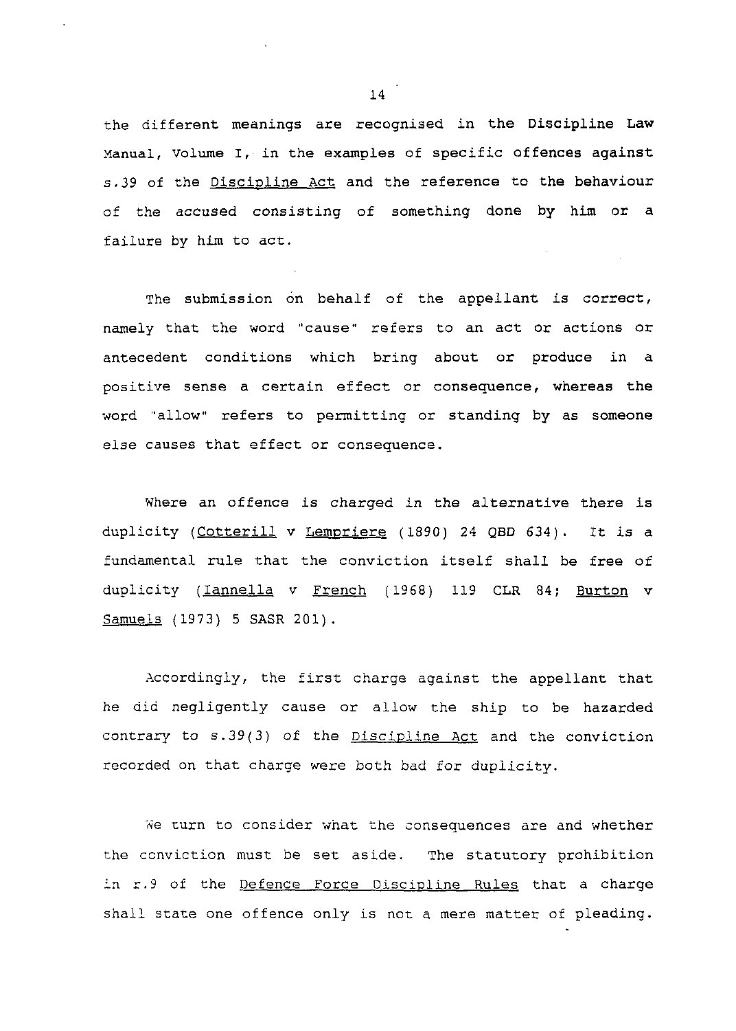the different meanings are recognised in the Discipline Law Manual, Volume I, in the examples of specific offences against s.39 of the Discipline Act and the reference to the behaviour of the accused consisting of something done by him or a failure by him to act.

The submission on behalf of the appellant is correct, namely that the word "cause" refers to an act or actions or antecedent conditions which bring about or produce in a positive sense a certain effect or consequence, whereas the word "allow" refers to permitting or standing by as someone else causes that effect or consequence.

Where an offence is charged in the alternative there is duplicity (Cotterill v Lempriere (1890) 24 QBD 634). It is a fundamental rule that the conviction itself shall be free of duplicity (Iannella v French (1968) 119 CLR 84; Burton v Samuels (1973) 5 SASR 201).

Accordingly, the first charge against the appellant that he did negligently cause or allow the ship to be hazarded contrary to s.39(3) of the Discipline Act and the conviction recorded on that charge were both bad for duplicity.

We turn to consider what the consequences are and whether the conviction must be set aside. The statutory prohibition in r.9 of the Defence Force Discipline Rules that a charge shall state one offence only is not a mere matter of pleading.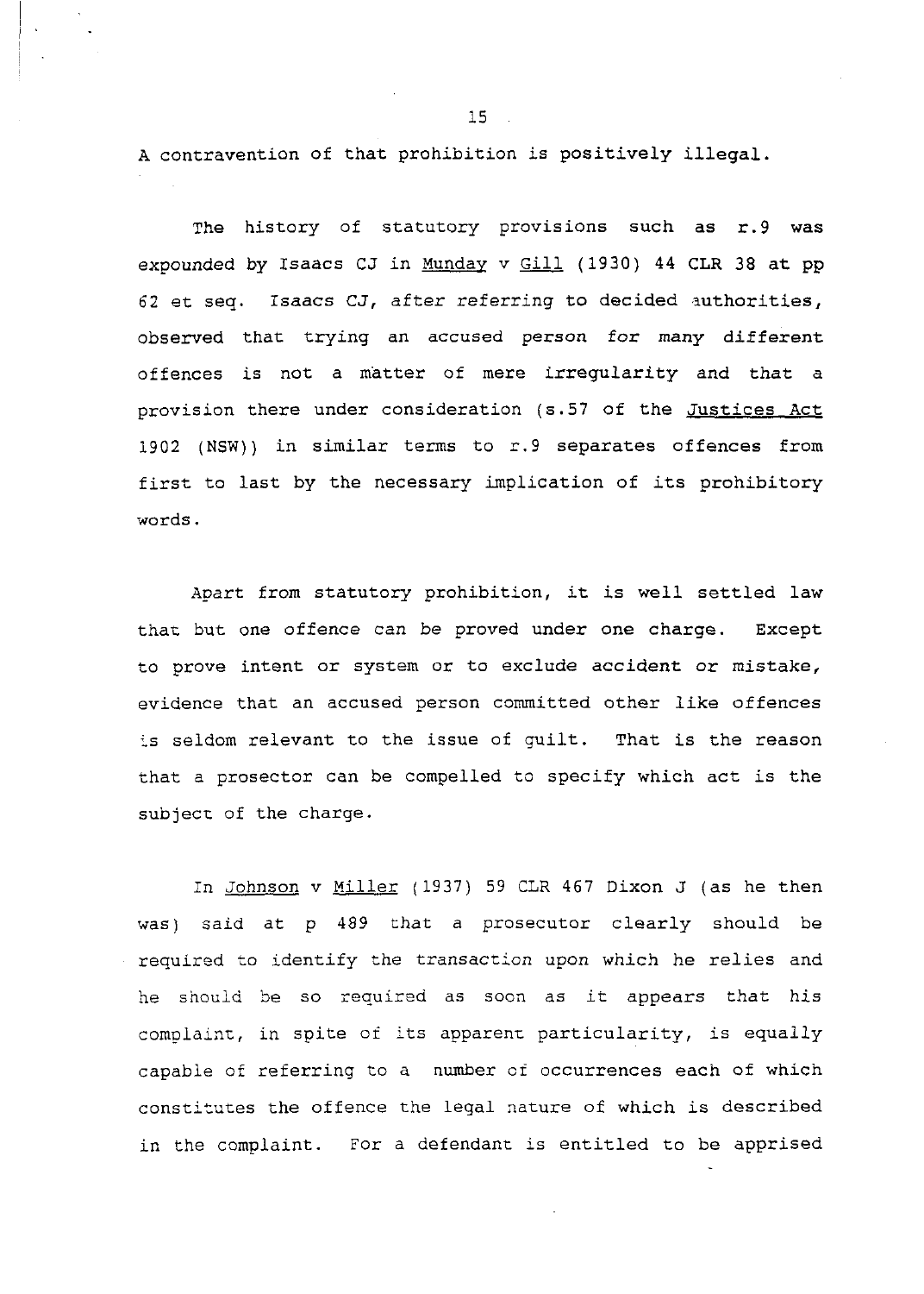A contravention of that prohibition is positively illegal.

The history of statutory provisions such as r.9 was expounded by Isaacs CJ in Munday v Gill (1930) 44 CLR 38 at pp 62 et seq. Isaacs CJ, after referring to decided authorities, observed that trying an accused person for many different offences is not a matter of mere irregularity and that a provision there under consideration (s.57 of the Justices Act 1902 (NSW)) in similar terms to r.9 separates offences from first to last by the necessary implication of its prohibitory words.

Apart from statutory prohibition, it is well settled law that but one offence can be proved under one charge. Except to prove intent or system or to exclude accident or mistake, evidence that an accused person committed other like offences is seldom relevant to the issue of guilt. That is the reason that a prosecutor can be compelled to specify which act is the subject of the charge.

In Johnson v Miller (1937) 59 CLR 467 Dixon J (as he then was) said at p 489 that a prosecutor clearly should be required to identify the transaction upon which he relies and he should be so required as soon as it appears that his complaint, in spite of its apparent particularity, is equally capable of referring to a number of occurrences each of which constitutes the offence the legal nature of which is described in the complaint. For a defendant is entitled to be apprised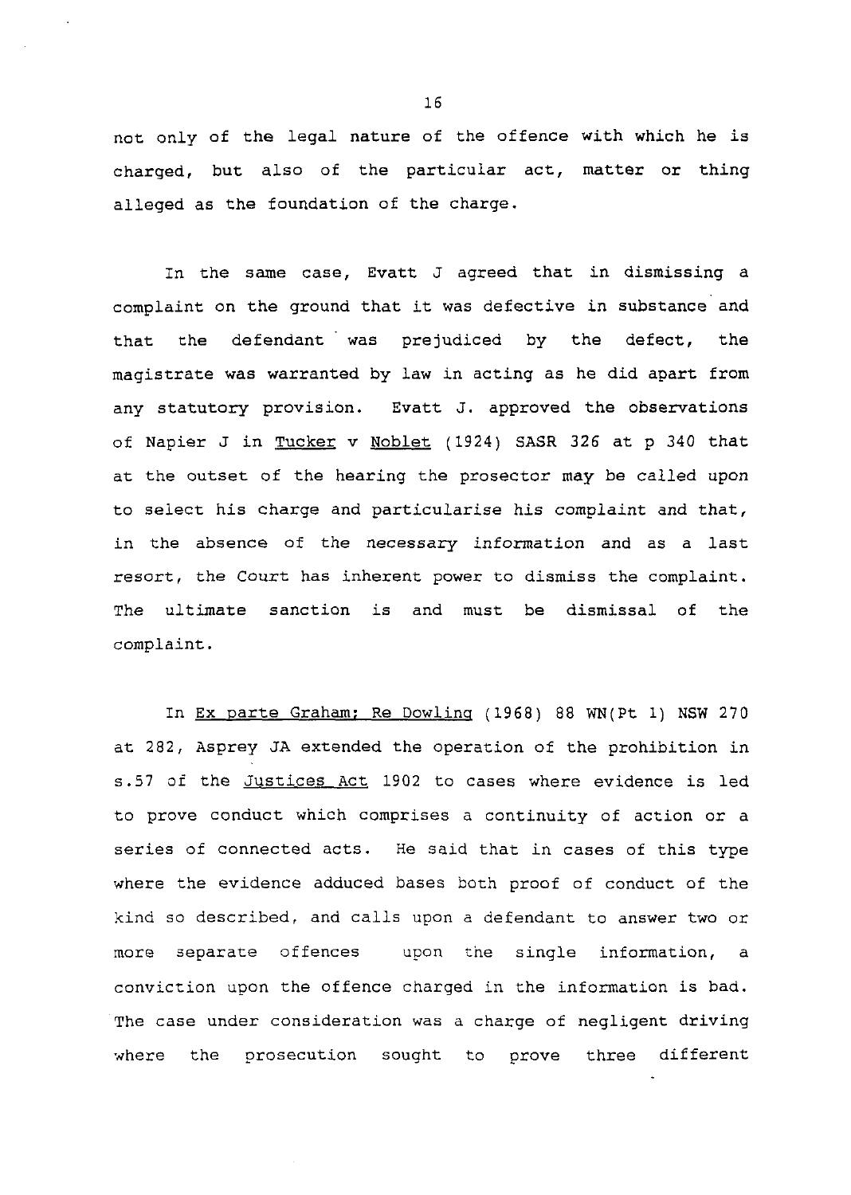not only of the legal nature of the offence with which he is charged, but also of the particular act, matter or thing alleged as the foundation of the charge.

In the same case, Evatt J agreed that in dismissing a complaint on the ground that it was defective in substance and that the defendant was prejudiced by the defect, the magistrate was warranted by law in acting as he did apart from any statutory provision. Evatt J. approved the observations of Napier J in Tucker v Noblet (1924) SASR 326 at p 340 that at the outset of the hearing the prosecutor may be called upon to select his charge and particularise his complaint and that, in the absence of the necessary information and as a last resort, the Court has inherent power to dismiss the complaint. The ultimate sanction is and must be dismissal of the complaint.

In Ex parte Graham; Re Dowling (1968) 88 WN(Pt 1) NSW 270 at 282, Asprey JA extended the operation of the prohibition in s.57 of the Justices Act 1902 to cases where evidence is led to prove conduct which comprises a continuity of action or a series of connected acts. He said that in cases of this type where the evidence adduced bases both proof of conduct of the kind so described, and calls upon a defendant to answer two or more separate offences upon the single information, a conviction upon the offence charged in the information is bad. The case under consideration was a charge of negligent driving where the prosecution sought to prove three different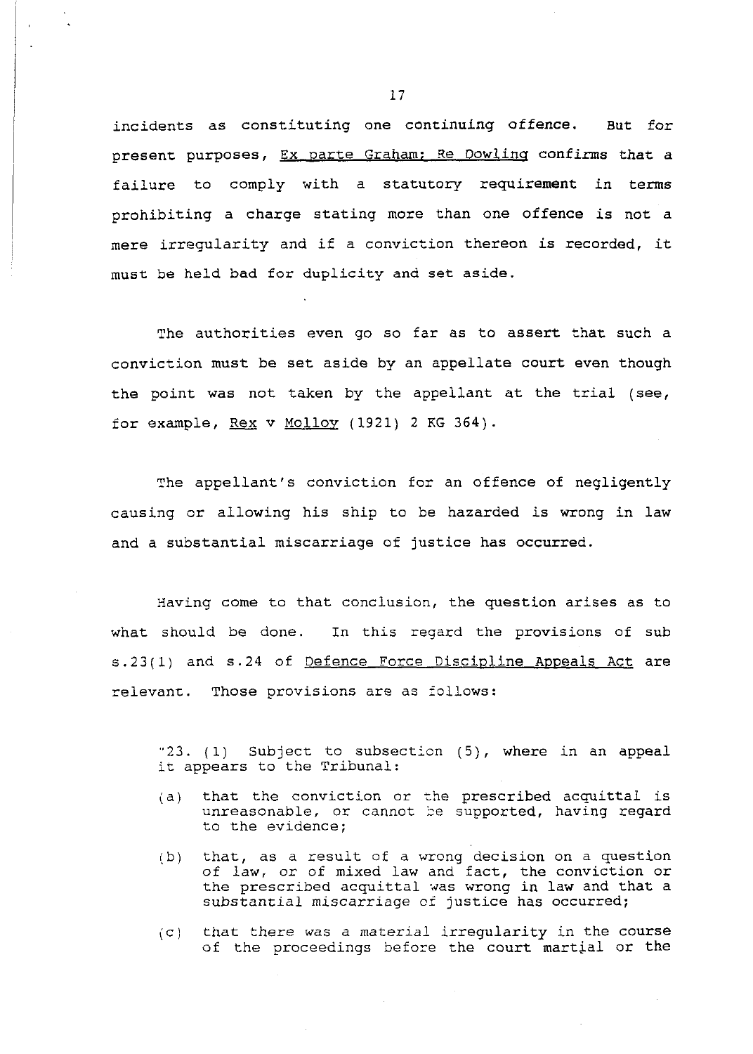incidents as constituting one continuing offence. But for present purposes, Ex parte Graham; Re Dowling confirms that a failure to comply with a statutory requirement in terms prohibiting a charge stating more than one offence is not a mere irregularity and if a conviction thereon is recorded, it must be held bad for duplicity and set aside.

The authorities even go so far as to assert that such a conviction must be set aside by an appellate court even though the point was not taken by the appellant at the trial (see, for example, Rex v Molloy (1921) 2 KG 364).

The appellant's conviction for an offence of negligently causing or allowing his ship to be hazarded is wrong in law and a substantial miscarriage of justice has occurred.

Having come to that conclusion, the question arises as to what should be done. In this regard the provisions of sub s.23(1) and s.24 of Defence Force Discipline Appeals Act are relevant. Those provisions are as follows:

> "23. (1) Subject to subsection (5), where in an appeal it appears to the Tribunal:
>
> (a) that the conviction or the prescribed acquittal is unreasonable, or cannot be supported, having regard to the evidence;
>
> (b) that, as a result of a wrong decision on a question of law, or of mixed law and fact, the conviction or the prescribed acquittal was wrong in law and that a substantial miscarriage of justice has occurred;
>
> (c) that there was a material irregularity in the course of the proceedings before the court martial or the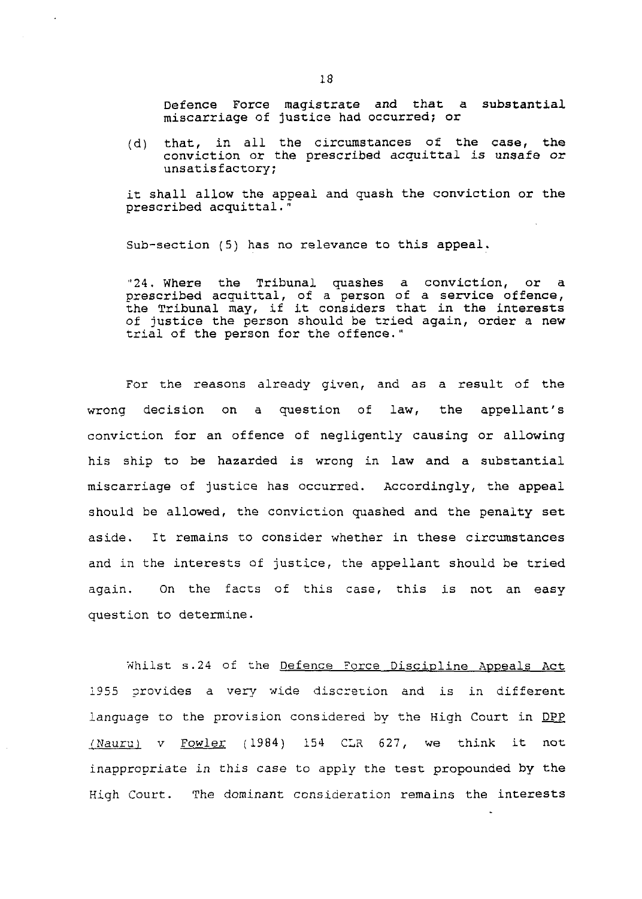Defence Force magistrate and that a substantial miscarriage of justice had occurred; or

(d) that, in all the circumstances of the case, the conviction or the prescribed acquittal is unsafe or unsatisfactory;

it shall allow the appeal and quash the conviction or the prescribed acquittal."

Sub-section (5) has no relevance to this appeal.

"24. Where the Tribunal quashes a conviction, or a prescribed acquittal, of a person of a service offence, the Tribunal may, if it considers that in the interests of justice the person should be tried again, order a new trial of the person for the offence."

For the reasons already given, and as a result of the wrong decision on a question of law, the appellant's conviction for an offence of negligently causing or allowing his ship to be hazarded is wrong in law and a substantial miscarriage of justice has occurred. Accordingly, the appeal should be allowed, the conviction quashed and the penalty set aside. It remains to consider whether in these circumstances and in the interests of justice, the appellant should be tried again. On the facts of this case, this is not an easy question to determine.

Whilst s.24 of the Defence Force Discipline Appeals Act 1955 provides a very wide discretion and is in different language to the provision considered by the High Court in DPP (Nauru) v Fowler (1984) 154 CLR 627, we think it not inappropriate in this case to apply the test propounded by the High Court. The dominant consideration remains the interests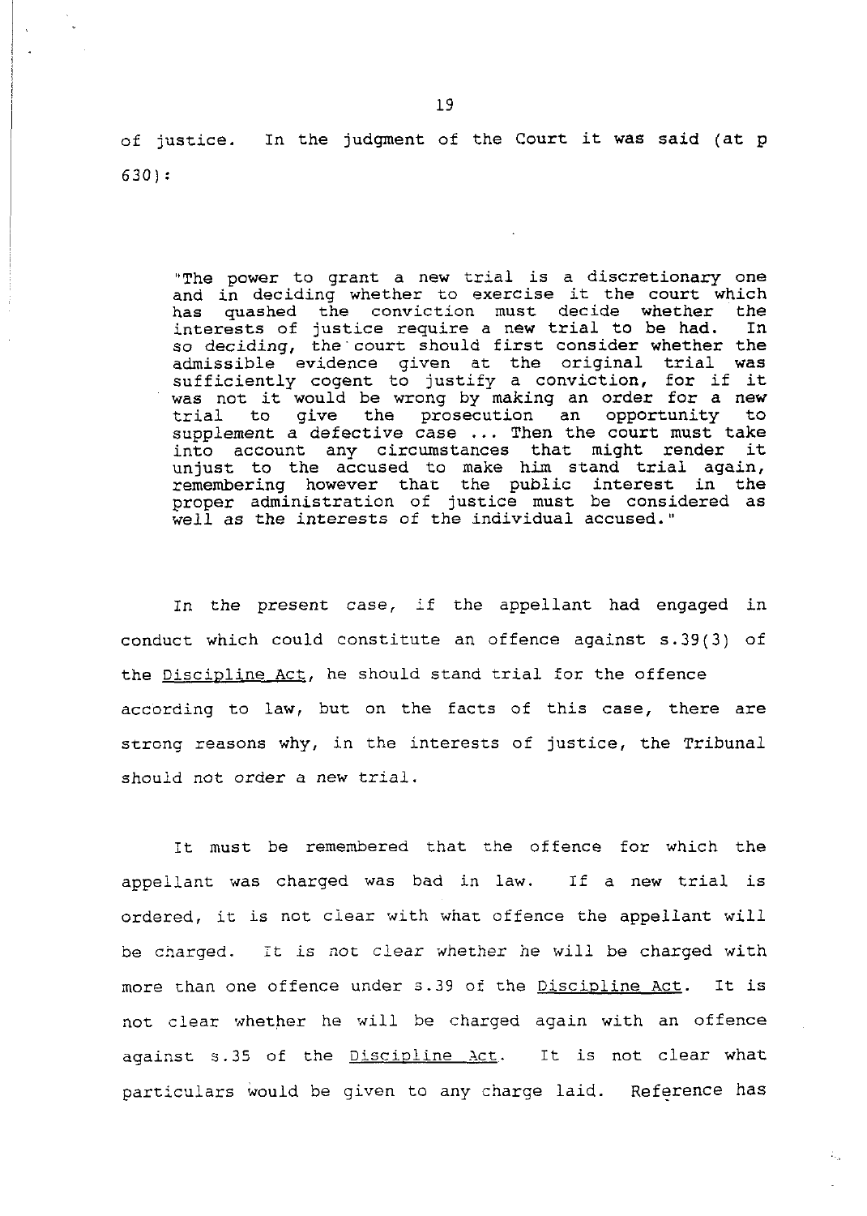of justice. In the judgment of the Court it was said (at p 630):

> "The power to grant a new trial is a discretionary one and in deciding whether to exercise it the court which has quashed the conviction must decide whether the interests of justice require a new trial to be had. In so deciding, the court should first consider whether the admissible evidence given at the original trial was sufficiently cogent to justify a conviction, for if it was not it would be wrong by making an order for a new trial to give the prosecution an opportunity to supplement a defective case ... Then the court must take into account any circumstances that might render it unjust to the accused to make him stand trial again, remembering however that the public interest in the proper administration of justice must be considered as well as the interests of the individual accused."

In the present case, if the appellant had engaged in conduct which could constitute an offence against s.39(3) of the Discipline Act, he should stand trial for the offence according to law, but on the facts of this case, there are strong reasons why, in the interests of justice, the Tribunal should not order a new trial.

It must be remembered that the offence for which the appellant was charged was bad in law. If a new trial is ordered, it is not clear with what offence the appellant will be charged. It is not clear whether he will be charged with more than one offence under s.39 of the Discipline Act. It is not clear whether he will be charged again with an offence against s.35 of the Discipline Act. It is not clear what particulars would be given to any charge laid. Reference has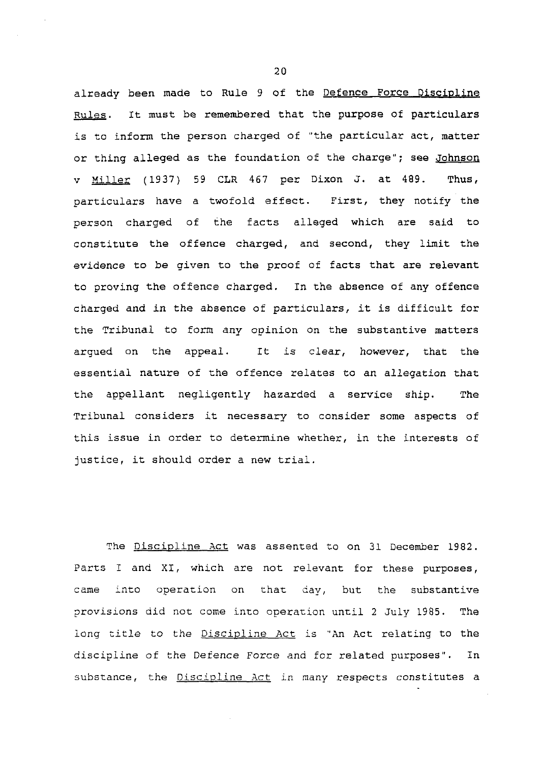already been made to Rule 9 of the Defence Force Discipline Rules. It must be remembered that the purpose of particulars is to inform the person charged of "the particular act, matter or thing alleged as the foundation of the charge"; see Johnson v Miller (1937) 59 CLR 467 per Dixon J. at 489. Thus, particulars have a twofold effect. First, they notify the person charged of the facts alleged which are said to constitute the offence charged, and second, they limit the evidence to be given to the proof of facts that are relevant to proving the offence charged. In the absence of any offence charged and in the absence of particulars, it is difficult for the Tribunal to form any opinion on the substantive matters argued on the appeal. It is clear, however, that the essential nature of the offence relates to an allegation that the appellant negligently hazarded a service ship. The Tribunal considers it necessary to consider some aspects of this issue in order to determine whether, in the interests of justice, it should order a new trial.

The Discipline Act was assented to on 31 December 1982. Parts I and XI, which are not relevant for these purposes, came into operation on that day, but the substantive provisions did not come into operation until 2 July 1985. The long title to the Discipline Act is "An Act relating to the discipline of the Defence Force and for related purposes". In substance, the Discipline Act in many respects constitutes a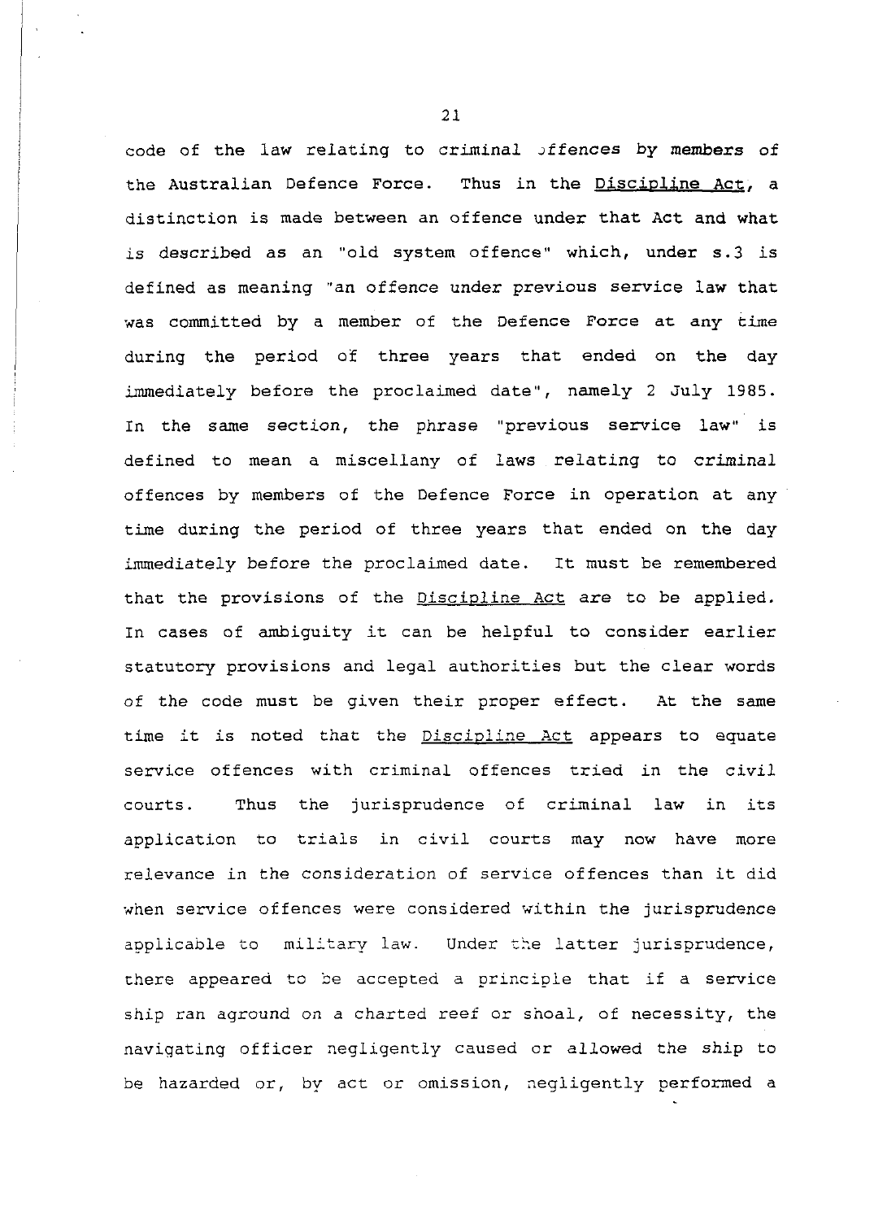code of the law relating to criminal offences by members of the Australian Defence Force. Thus in the Discipline Act, a distinction is made between an offence under that Act and what is described as an "old system offence" which, under s.3 is defined as meaning "an offence under previous service law that was committed by a member of the Defence Force at any time during the period of three years that ended on the day immediately before the proclaimed date", namely 2 July 1985. In the same section, the phrase "previous service law" is defined to mean a miscellany of laws relating to criminal offences by members of the Defence Force in operation at any time during the period of three years that ended on the day immediately before the proclaimed date. It must be remembered that the provisions of the Discipline Act are to be applied. In cases of ambiguity it can be helpful to consider earlier statutory provisions and legal authorities but the clear words of the code must be given their proper effect. At the same time it is noted that the Discipline Act appears to equate service offences with criminal offences tried in the civil courts. Thus the jurisprudence of criminal law in its application to trials in civil courts may now have more relevance in the consideration of service offences than it did when service offences were considered within the jurisprudence applicable to military law. Under the latter jurisprudence, there appeared to be accepted a principle that if a service ship ran aground on a charted reef or shoal, of necessity, the navigating officer negligently caused or allowed the ship to be hazarded or, by act or omission, negligently performed a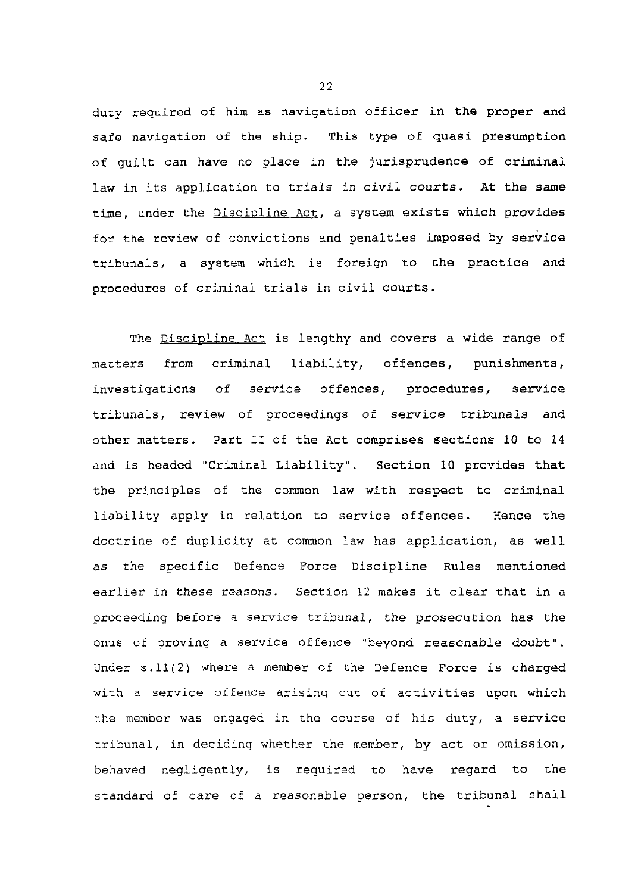duty required of him as navigation officer in the proper and safe navigation of the ship. This type of quasi presumption of guilt can have no place in the jurisprudence of criminal law in its application to trials in civil courts. At the same time, under the Discipline Act, a system exists which provides for the review of convictions and penalties imposed by service tribunals, a system which is foreign to the practice and procedures of criminal trials in civil courts.

The Discipline Act is lengthy and covers a wide range of matters from criminal liability, offences, punishments, investigations of service offences, procedures, service tribunals, review of proceedings of service tribunals and other matters. Part II of the Act comprises sections 10 to 14 and is headed "Criminal Liability". Section 10 provides that the principles of the common law with respect to criminal liability apply in relation to service offences. Hence the doctrine of duplicity at common law has application, as well as the specific Defence Force Discipline Rules mentioned earlier in these reasons. Section 12 makes it clear that in a proceeding before a service tribunal, the prosecution has the onus of proving a service offence "beyond reasonable doubt". Under s.11(2) where a member of the Defence Force is charged with a service offence arising out of activities upon which the member was engaged in the course of his duty, a service tribunal, in deciding whether the member, by act or omission, behaved negligently, is required to have regard to the standard of care of a reasonable person, the tribunal shall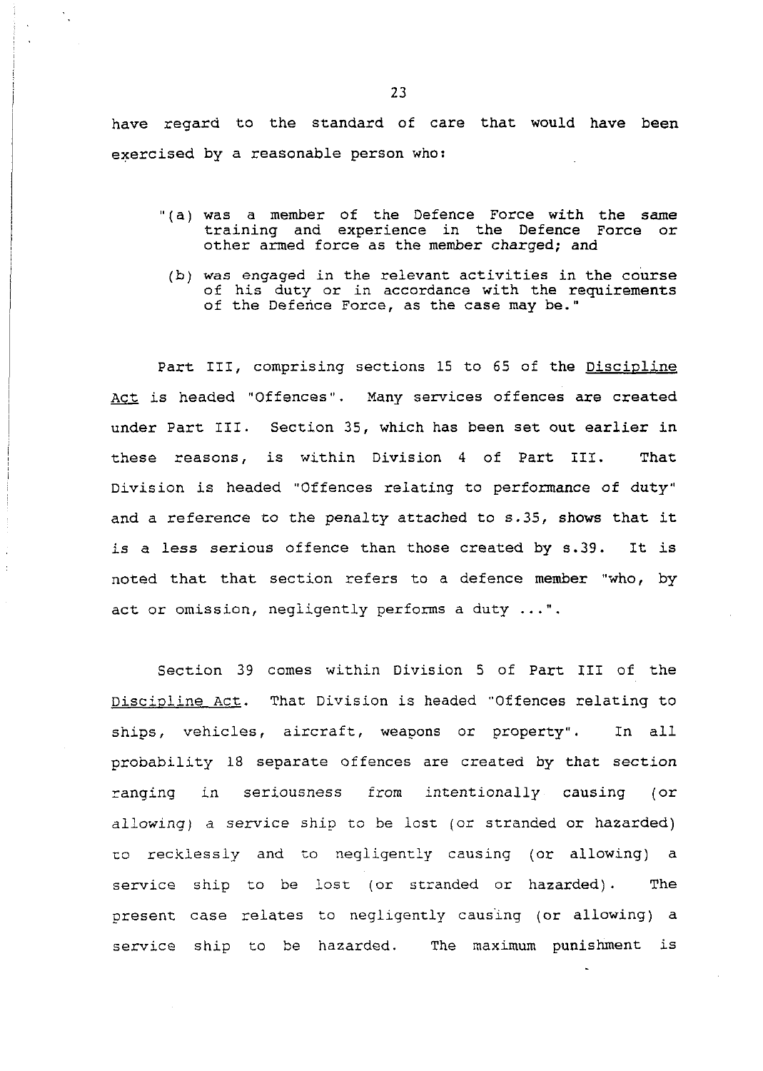have regard to the standard of care that would have been exercised by a reasonable person who:

> "(a) was a member of the Defence Force with the same training and experience in the Defence Force or other armed force as the member charged; and
>
> (b) was engaged in the relevant activities in the course of his duty or in accordance with the requirements of the Defence Force, as the case may be."

Part III, comprising sections 15 to 65 of the Discipline Act is headed "Offences". Many services offences are created under Part III. Section 35, which has been set out earlier in these reasons, is within Division 4 of Part III. That Division is headed "Offences relating to performance of duty" and a reference to the penalty attached to s.35, shows that it is a less serious offence than those created by s.39. It is noted that that section refers to a defence member "who, by act or omission, negligently performs a duty ...".

Section 39 comes within Division 5 of Part III of the Discipline Act. That Division is headed "Offences relating to ships, vehicles, aircraft, weapons or property". In all probability 18 separate offences are created by that section ranging in seriousness from intentionally causing (or allowing) a service ship to be lost (or stranded or hazarded) to recklessly and to negligently causing (or allowing) a service ship to be lost (or stranded or hazarded). The present case relates to negligently causing (or allowing) a service ship to be hazarded. The maximum punishment is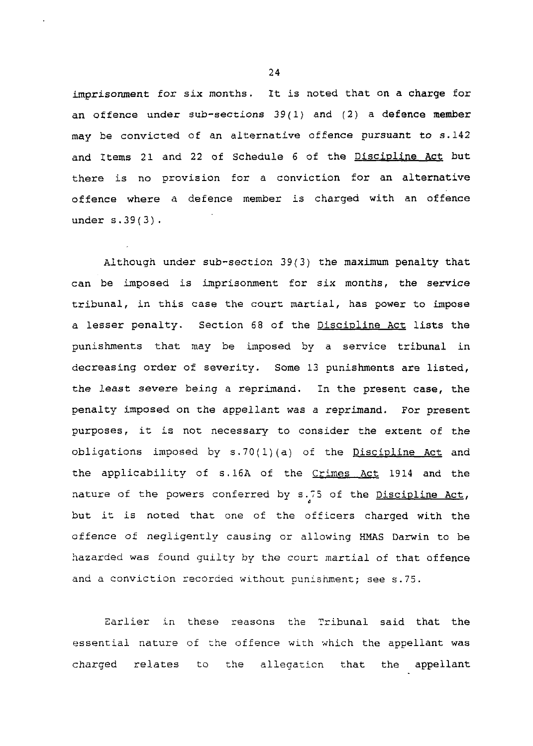imprisonment for six months. It is noted that on a charge for an offence under sub-sections 39(1) and (2) a defence member may be convicted of an alternative offence pursuant to s.142 and Items 21 and 22 of Schedule 6 of the Discipline Act but there is no provision for a conviction for an alternative offence where a defence member is charged with an offence under s.39(3).

Although under sub-section 39(3) the maximum penalty that can be imposed is imprisonment for six months, the service tribunal, in this case the court martial, has power to impose a lesser penalty. Section 68 of the Discipline Act lists the punishments that may be imposed by a service tribunal in decreasing order of severity. Some 13 punishments are listed, the least severe being a reprimand. In the present case, the penalty imposed on the appellant was a reprimand. For present purposes, it is not necessary to consider the extent of the obligations imposed by s.70(1)(a) of the Discipline Act and the applicability of s.16A of the Crimes Act 1914 and the nature of the powers conferred by s.75 of the Discipline Act, but it is noted that one of the officers charged with the offence of negligently causing or allowing HMAS Darwin to be hazarded was found guilty by the court martial of that offence and a conviction recorded without punishment; see s.75.

Earlier in these reasons the Tribunal said that the essential nature of the offence with which the appellant was charged relates to the allegation that the appellant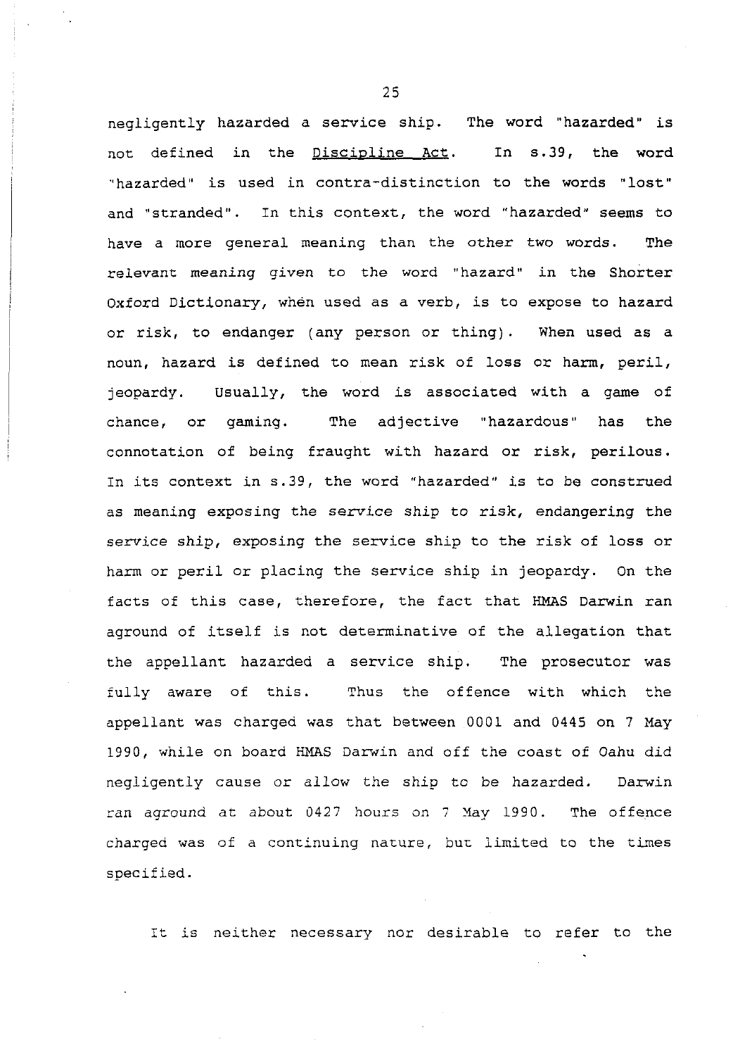negligently hazarded a service ship. The word "hazarded" is not defined in the Discipline Act. In s.39, the word "hazarded" is used in contra-distinction to the words "lost" and "stranded". In this context, the word "hazarded" seems to have a more general meaning than the other two words. The relevant meaning given to the word "hazard" in the Shorter Oxford Dictionary, when used as a verb, is to expose to hazard or risk, to endanger (any person or thing). When used as a noun, hazard is defined to mean risk of loss or harm, peril, jeopardy. Usually, the word is associated with a game of chance, or gaming. The adjective "hazardous" has the connotation of being fraught with hazard or risk, perilous. In its context in s.39, the word "hazarded" is to be construed as meaning exposing the service ship to risk, endangering the service ship, exposing the service ship to the risk of loss or harm or peril or placing the service ship in jeopardy. On the facts of this case, therefore, the fact that HMAS Darwin ran aground of itself is not determinative of the allegation that the appellant hazarded a service ship. The prosecutor was fully aware of this. Thus the offence with which the appellant was charged was that between 0001 and 0445 on 7 May 1990, while on board HMAS Darwin and off the coast of Oahu did negligently cause or allow the ship to be hazarded. Darwin ran aground at about 0427 hours on 7 May 1990. The offence charged was of a continuing nature, but limited to the times specified.

It is neither necessary nor desirable to refer to the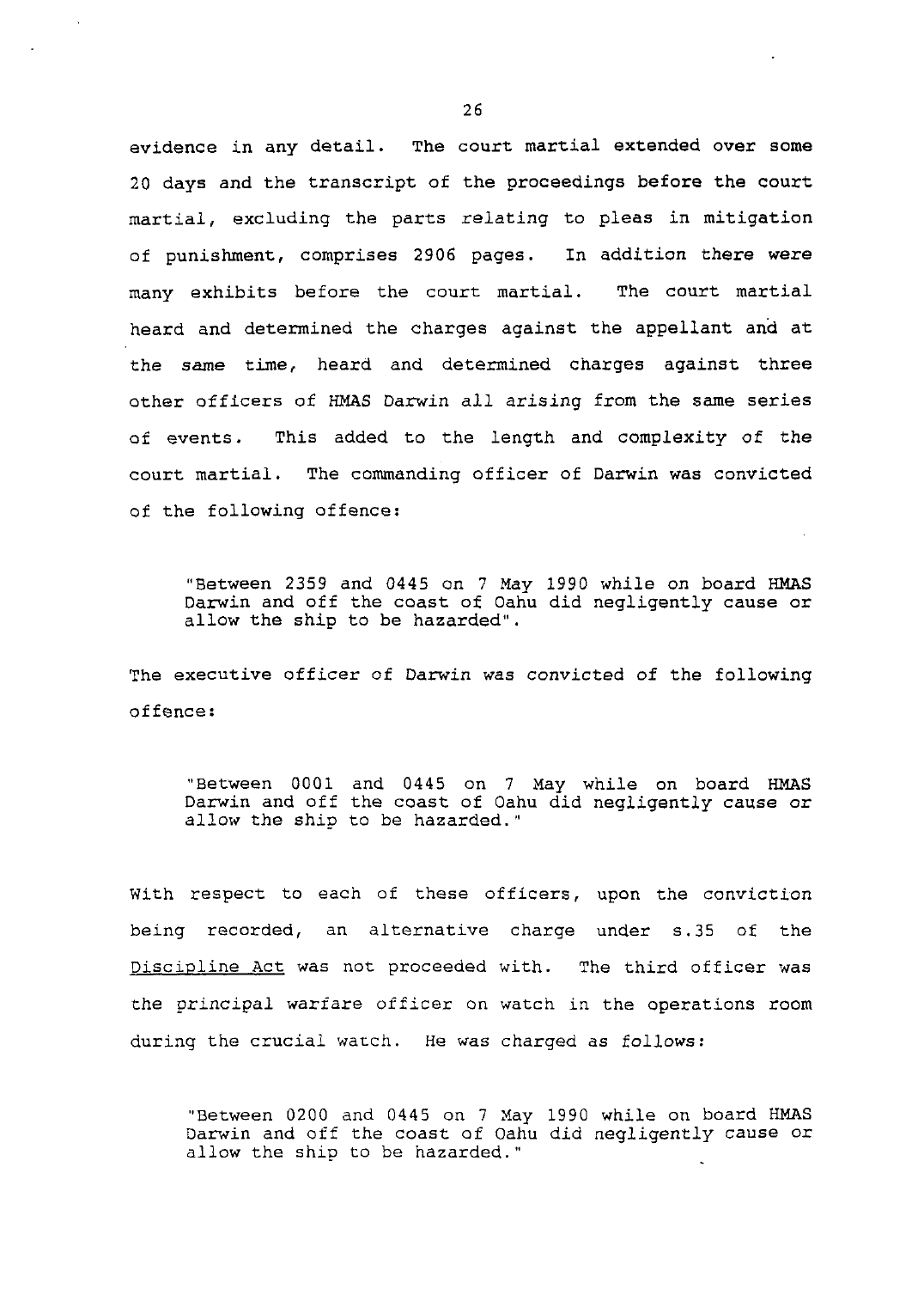evidence in any detail. The court martial extended over some 20 days and the transcript of the proceedings before the court martial, excluding the parts relating to pleas in mitigation of punishment, comprises 2906 pages. In addition there were many exhibits before the court martial. The court martial heard and determined the charges against the appellant and at the same time, heard and determined charges against three other officers of HMAS Darwin all arising from the same series of events. This added to the length and complexity of the court martial. The commanding officer of Darwin was convicted of the following offence:

> "Between 2359 and 0445 on 7 May 1990 while on board HMAS Darwin and off the coast of Oahu did negligently cause or allow the ship to be hazarded".

The executive officer of Darwin was convicted of the following offence:

> "Between 0001 and 0445 on 7 May while on board HMAS Darwin and off the coast of Oahu did negligently cause or allow the ship to be hazarded."

With respect to each of these officers, upon the conviction being recorded, an alternative charge under s.35 of the Discipline Act was not proceeded with. The third officer was the principal warfare officer on watch in the operations room during the crucial watch. He was charged as follows:

> "Between 0200 and 0445 on 7 May 1990 while on board HMAS Darwin and off the coast of Oahu did negligently cause or allow the ship to be hazarded."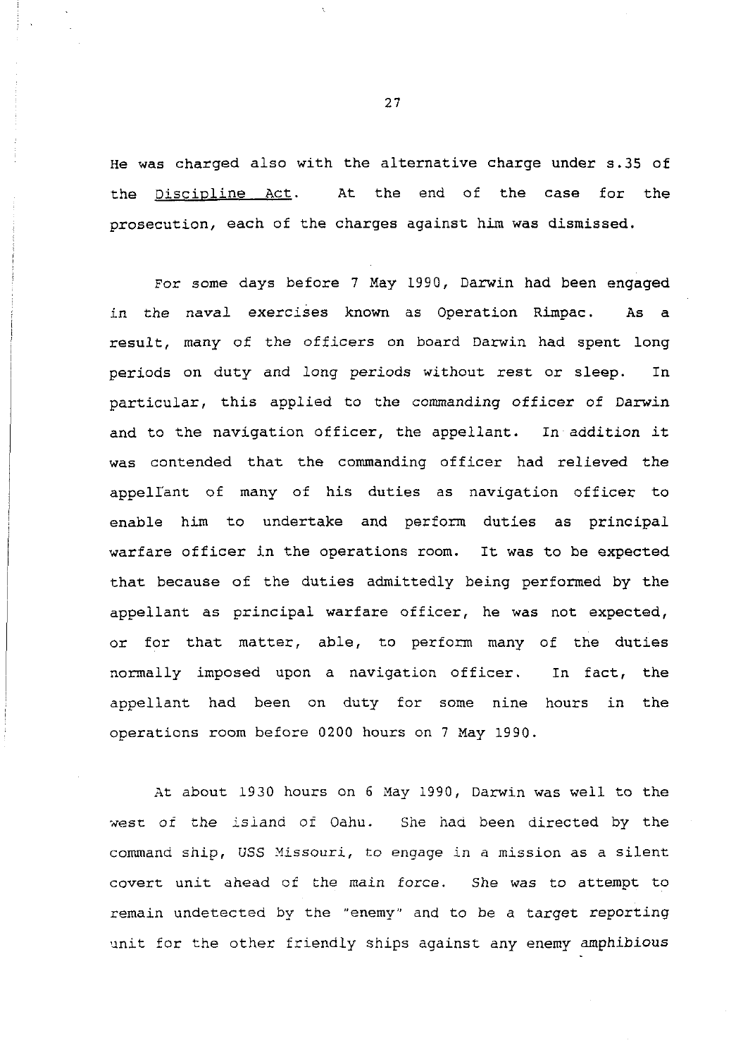He was charged also with the alternative charge under s.35 of the Discipline Act. At the end of the case for the prosecution, each of the charges against him was dismissed.

For some days before 7 May 1990, Darwin had been engaged in the naval exercises known as Operation Rimpac. As a result, many of the officers on board Darwin had spent long periods on duty and long periods without rest or sleep. In particular, this applied to the commanding officer of Darwin and to the navigation officer, the appellant. In addition it was contended that the commanding officer had relieved the appellant of many of his duties as navigation officer to enable him to undertake and perform duties as principal warfare officer in the operations room. It was to be expected that because of the duties admittedly being performed by the appellant as principal warfare officer, he was not expected, or for that matter, able, to perform many of the duties normally imposed upon a navigation officer. In fact, the appellant had been on duty for some nine hours in the operations room before 0200 hours on 7 May 1990.

At about 1930 hours on 6 May 1990, Darwin was well to the west of the island of Oahu. She had been directed by the command ship, USS Missouri, to engage in a mission as a silent covert unit ahead of the main force. She was to attempt to remain undetected by the "enemy" and to be a target reporting unit for the other friendly ships against any enemy amphibious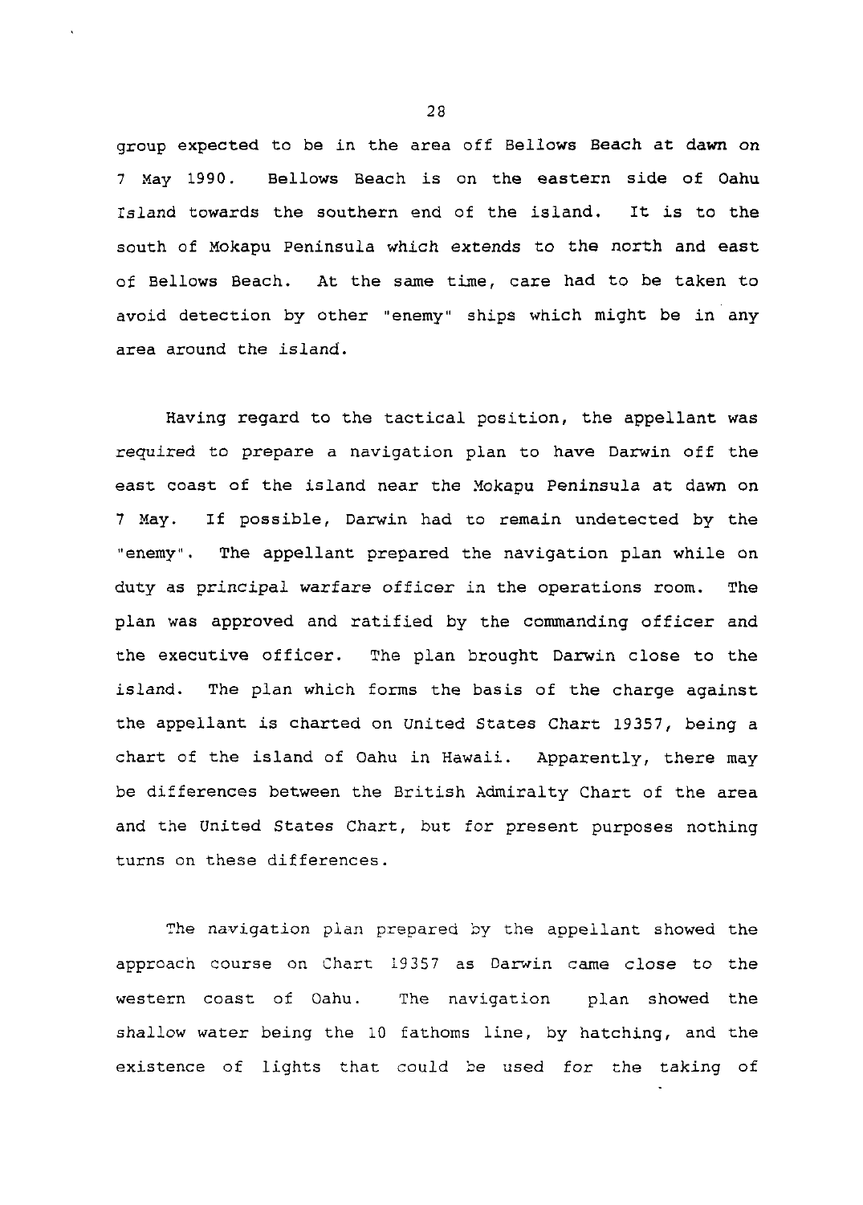group expected to be in the area off Bellows Beach at dawn on 7 May 1990. Bellows Beach is on the eastern side of Oahu Island towards the southern end of the island. It is to the south of Mokapu Peninsula which extends to the north and east of Bellows Beach. At the same time, care had to be taken to avoid detection by other "enemy" ships which might be in any area around the island.

Having regard to the tactical position, the appellant was required to prepare a navigation plan to have Darwin off the east coast of the island near the Mokapu Peninsula at dawn on 7 May. If possible, Darwin had to remain undetected by the "enemy". The appellant prepared the navigation plan while on duty as principal warfare officer in the operations room. The plan was approved and ratified by the commanding officer and the executive officer. The plan brought Darwin close to the island. The plan which forms the basis of the charge against the appellant is charted on United States Chart 19357, being a chart of the island of Oahu in Hawaii. Apparently, there may be differences between the British Admiralty Chart of the area and the United States Chart, but for present purposes nothing turns on these differences.

The navigation plan prepared by the appellant showed the approach course on Chart 19357 as Darwin came close to the western coast of Oahu. The navigation plan showed the shallow water being the 10 fathoms line, by hatching, and the existence of lights that could be used for the taking of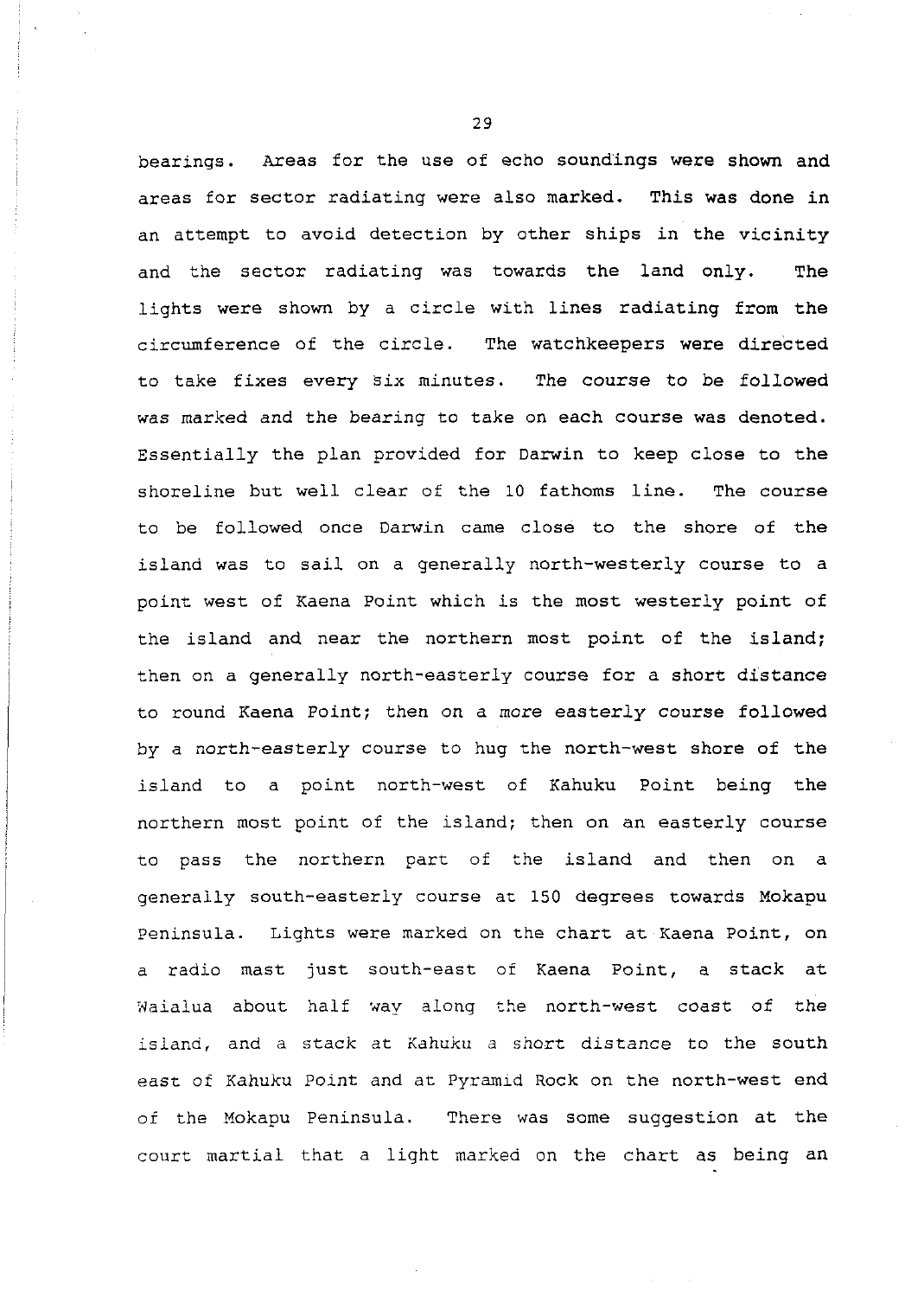bearings. Areas for the use of echo soundings were shown and areas for sector radiating were also marked. This was done in an attempt to avoid detection by other ships in the vicinity and the sector radiating was towards the land only. The lights were shown by a circle with lines radiating from the circumference of the circle. The watchkeepers were directed to take fixes every six minutes. The course to be followed was marked and the bearing to take on each course was denoted. Essentially the plan provided for Darwin to keep close to the shoreline but well clear of the 10 fathoms line. The course to be followed once Darwin came close to the shore of the island was to sail on a generally north-westerly course to a point west of Kaena Point which is the most westerly point of the island and near the northern most point of the island; then on a generally north-easterly course for a short distance to round Kaena Point; then on a more easterly course followed by a north-easterly course to hug the north-west shore of the island to a point north-west of Kahuku Point being the northern most point of the island; then on an easterly course to pass the northern part of the island and then on a generally south-easterly course at 150 degrees towards Mokapu Peninsula. Lights were marked on the chart at Kaena Point, on a radio mast just south-east of Kaena Point, a stack at Waialua about half way along the north-west coast of the island, and a stack at Kahuku a short distance to the south east of Kahuku Point and at Pyramid Rock on the north-west end of the Mokapu Peninsula. There was some suggestion at the court martial that a light marked on the chart as being an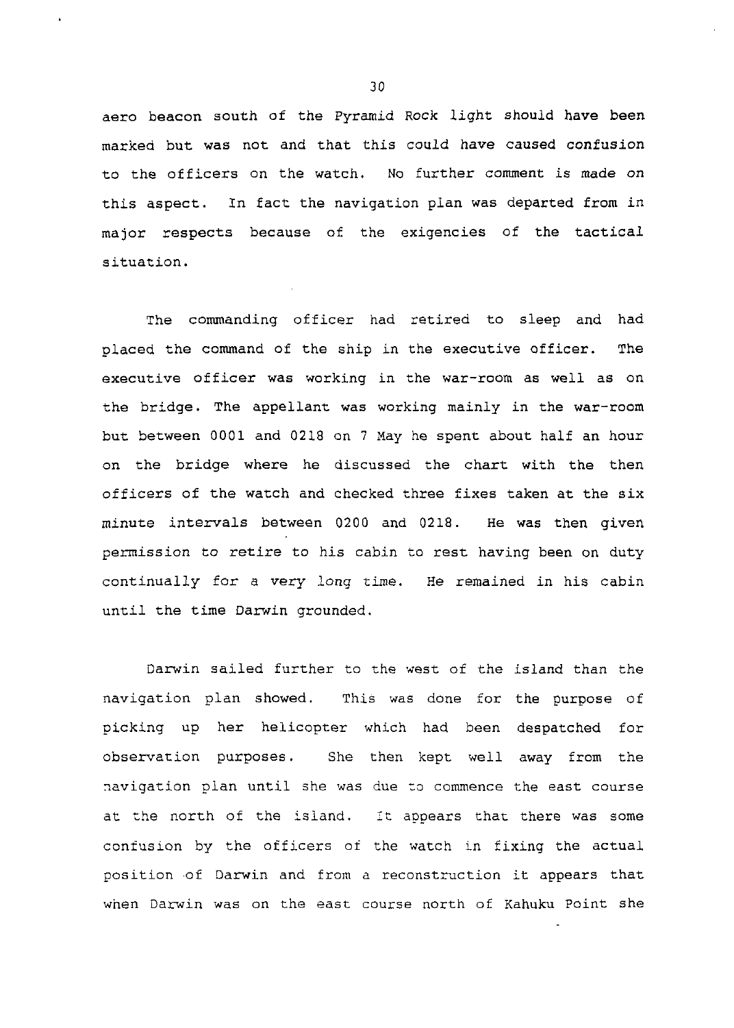aero beacon south of the Pyramid Rock light should have been marked but was not and that this could have caused confusion to the officers on the watch. No further comment is made on this aspect. In fact the navigation plan was departed from in major respects because of the exigencies of the tactical situation.

The commanding officer had retired to sleep and had placed the command of the ship in the executive officer. The executive officer was working in the war-room as well as on the bridge. The appellant was working mainly in the war-room but between 0001 and 0218 on 7 May he spent about half an hour on the bridge where he discussed the chart with the then officers of the watch and checked three fixes taken at the six minute intervals between 0200 and 0218. He was then given permission to retire to his cabin to rest having been on duty continually for a very long time. He remained in his cabin until the time Darwin grounded.

Darwin sailed further to the west of the island than the navigation plan showed. This was done for the purpose of picking up her helicopter which had been despatched for observation purposes. She then kept well away from the navigation plan until she was due to commence the east course at the north of the island. It appears that there was some confusion by the officers of the watch in fixing the actual position of Darwin and from a reconstruction it appears that when Darwin was on the east course north of Kahuku Point she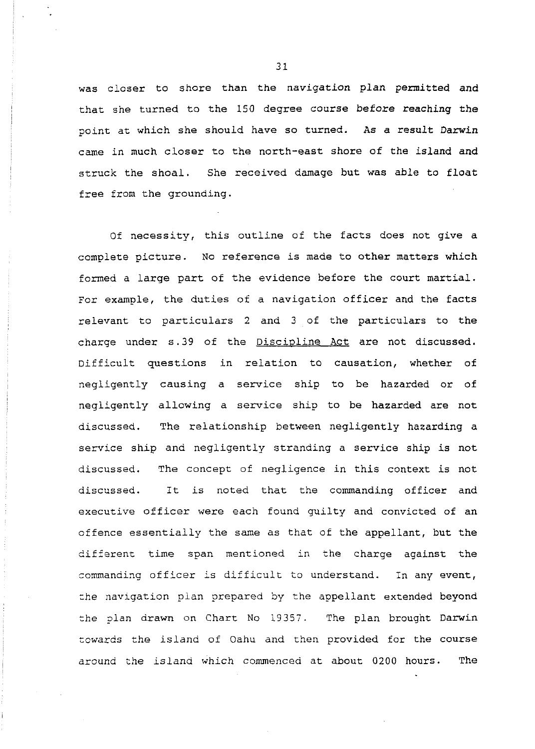was closer to shore than the navigation plan permitted and that she turned to the 150 degree course before reaching the point at which she should have so turned. As a result Darwin came in much closer to the north-east shore of the island and struck the shoal. She received damage but was able to float free from the grounding.

Of necessity, this outline of the facts does not give a complete picture. No reference is made to other matters which formed a large part of the evidence before the court martial. For example, the duties of a navigation officer and the facts relevant to particulars 2 and 3 of the particulars to the charge under s.39 of the Discipline Act are not discussed. Difficult questions in relation to causation, whether of negligently causing a service ship to be hazarded or of negligently allowing a service ship to be hazarded are not discussed. The relationship between negligently hazarding a service ship and negligently stranding a service ship is not discussed. The concept of negligence in this context is not discussed. It is noted that the commanding officer and executive officer were each found guilty and convicted of an offence essentially the same as that of the appellant, but the different time span mentioned in the charge against the commanding officer is difficult to understand. In any event, the navigation plan prepared by the appellant extended beyond the plan drawn on Chart No 19357. The plan brought Darwin towards the island of Oahu and then provided for the course around the island which commenced at about 0200 hours. The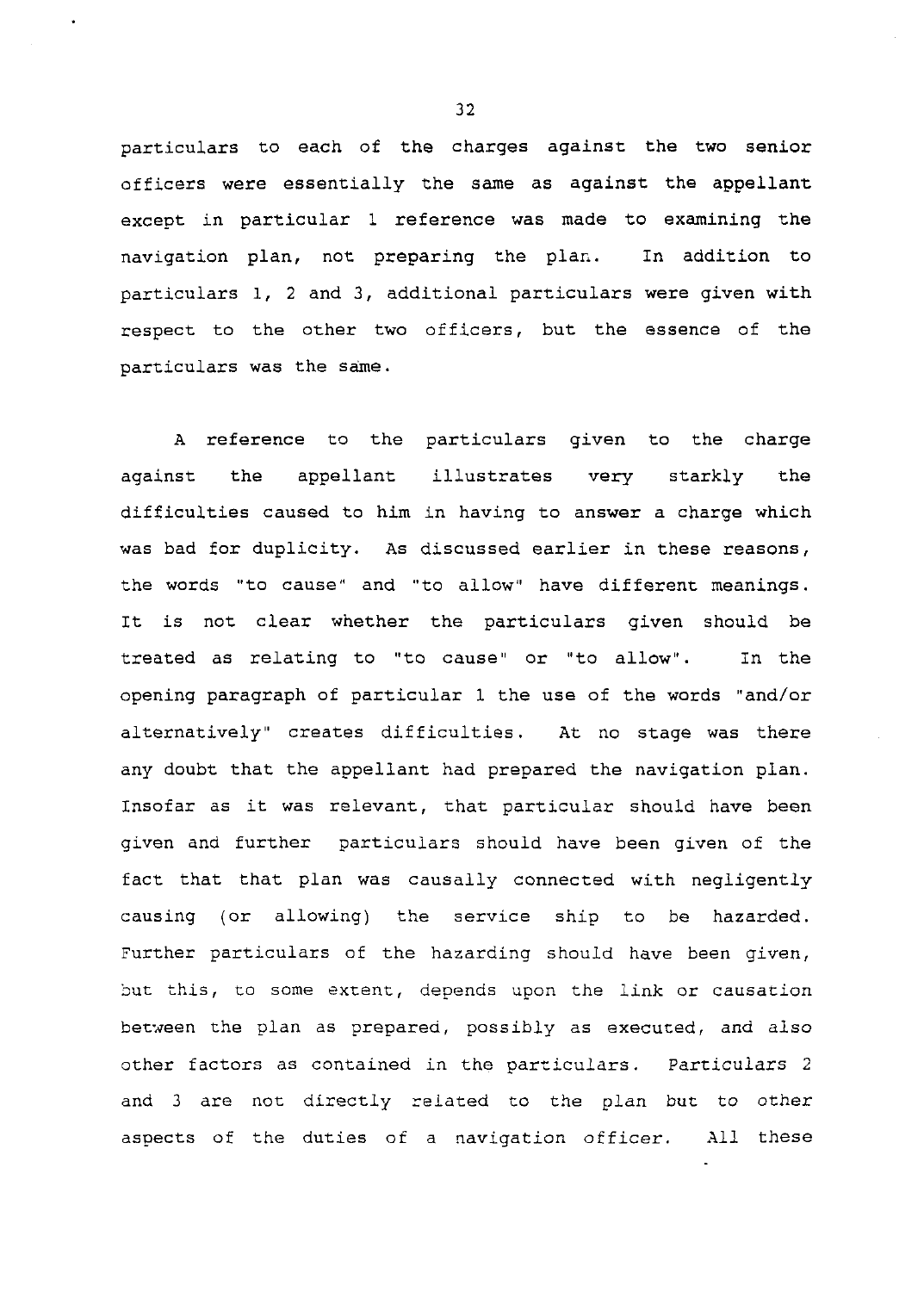particulars to each of the charges against the two senior officers were essentially the same as against the appellant except in particular 1 reference was made to examining the navigation plan, not preparing the plan. In addition to particulars 1, 2 and 3, additional particulars were given with respect to the other two officers, but the essence of the particulars was the same.

A reference to the particulars given to the charge against the appellant illustrates very starkly the difficulties caused to him in having to answer a charge which was bad for duplicity. As discussed earlier in these reasons, the words "to cause" and "to allow" have different meanings. It is not clear whether the particulars given should be treated as relating to "to cause" or "to allow". In the opening paragraph of particular 1 the use of the words "and/or alternatively" creates difficulties. At no stage was there any doubt that the appellant had prepared the navigation plan. Insofar as it was relevant, that particular should have been given and further particulars should have been given of the fact that that plan was causally connected with negligently causing (or allowing) the service ship to be hazarded. Further particulars of the hazarding should have been given, but this, to some extent, depends upon the link or causation between the plan as prepared, possibly as executed, and also other factors as contained in the particulars. Particulars 2 and 3 are not directly related to the plan but to other aspects of the duties of a navigation officer. All these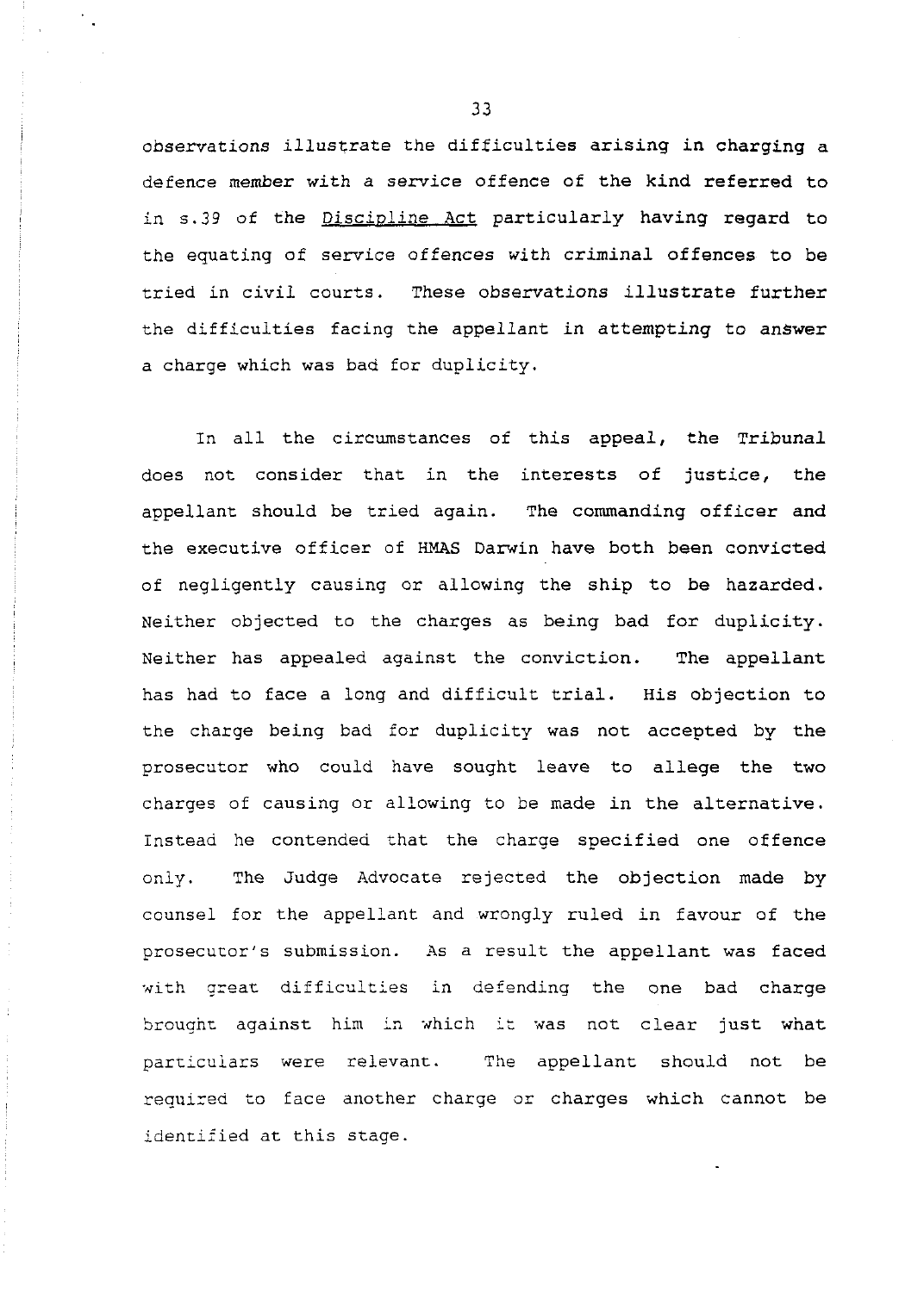observations illustrate the difficulties arising in charging a defence member with a service offence of the kind referred to in s.39 of the Discipline Act particularly having regard to the equating of service offences with criminal offences to be tried in civil courts. These observations illustrate further the difficulties facing the appellant in attempting to answer a charge which was bad for duplicity.

In all the circumstances of this appeal, the Tribunal does not consider that in the interests of justice, the appellant should be tried again. The commanding officer and the executive officer of HMAS Darwin have both been convicted of negligently causing or allowing the ship to be hazarded. Neither objected to the charges as being bad for duplicity. Neither has appealed against the conviction. The appellant has had to face a long and difficult trial. His objection to the charge being bad for duplicity was not accepted by the prosecutor who could have sought leave to allege the two charges of causing or allowing to be made in the alternative. Instead he contended that the charge specified one offence only. The Judge Advocate rejected the objection made by counsel for the appellant and wrongly ruled in favour of the prosecutor's submission. As a result the appellant was faced with great difficulties in defending the one bad charge brought against him in which it was not clear just what particulars were relevant. The appellant should not be required to face another charge or charges which cannot be identified at this stage.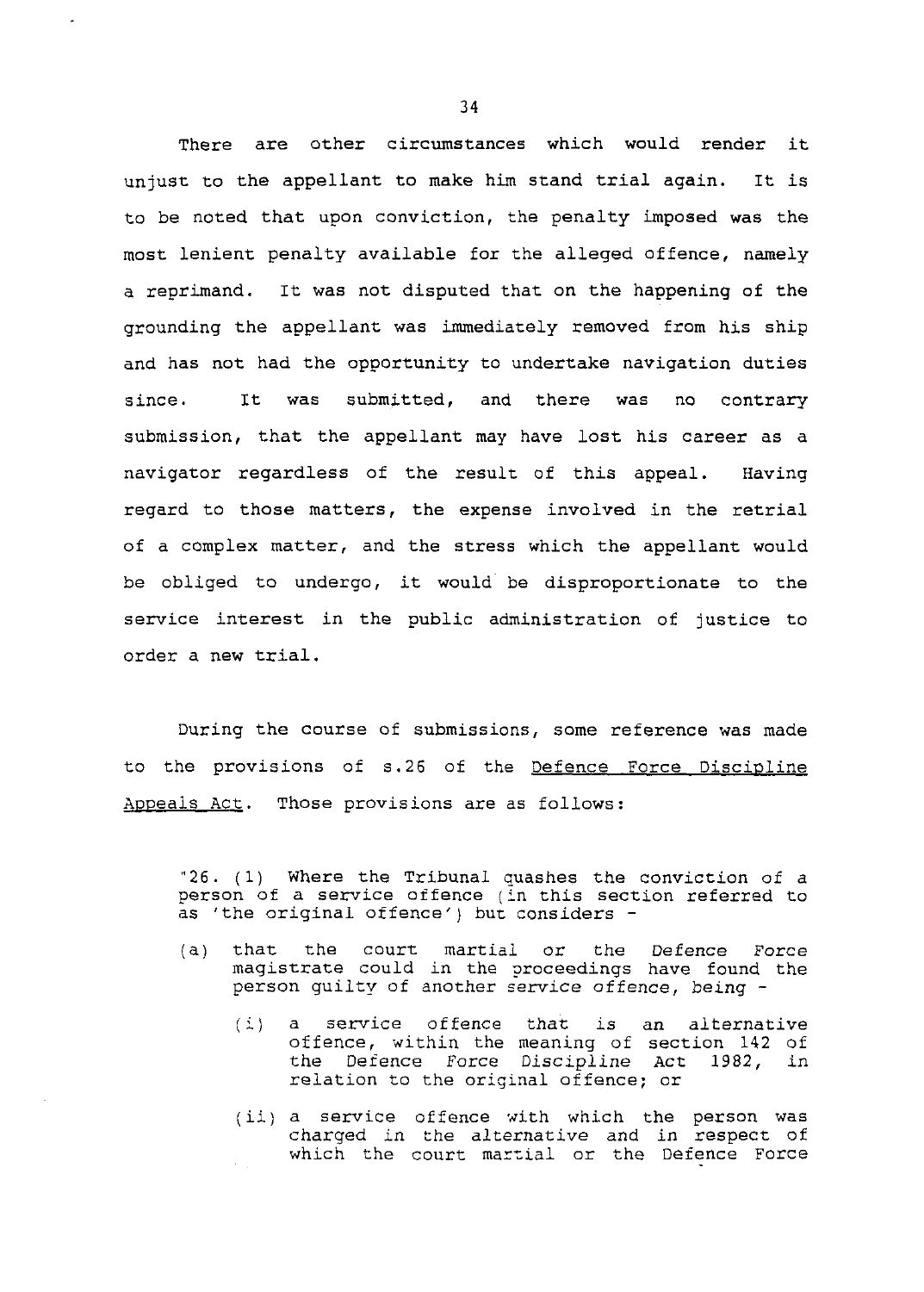There are other circumstances which would render it unjust to the appellant to make him stand trial again. It is to be noted that upon conviction, the penalty imposed was the most lenient penalty available for the alleged offence, namely a reprimand. It was not disputed that on the happening of the grounding the appellant was immediately removed from his ship and has not had the opportunity to undertake navigation duties since. It was submitted, and there was no contrary submission, that the appellant may have lost his career as a navigator regardless of the result of this appeal. Having regard to those matters, the expense involved in the retrial of a complex matter, and the stress which the appellant would be obliged to undergo, it would be disproportionate to the service interest in the public administration of justice to order a new trial.

During the course of submissions, some reference was made to the provisions of s.26 of the Defence Force Discipline Appeals Act. Those provisions are as follows:

> "26. (1) Where the Tribunal quashes the conviction of a person of a service offence (in this section referred to as 'the original offence') but considers -
>
> (a) that the court martial or the Defence Force magistrate could in the proceedings have found the person guilty of another service offence, being -
>
> (i) a service offence that is an alternative offence, within the meaning of section 142 of the Defence Force Discipline Act 1982, in relation to the original offence; or
>
> (ii) a service offence with which the person was charged in the alternative and in respect of which the court martial or the Defence Force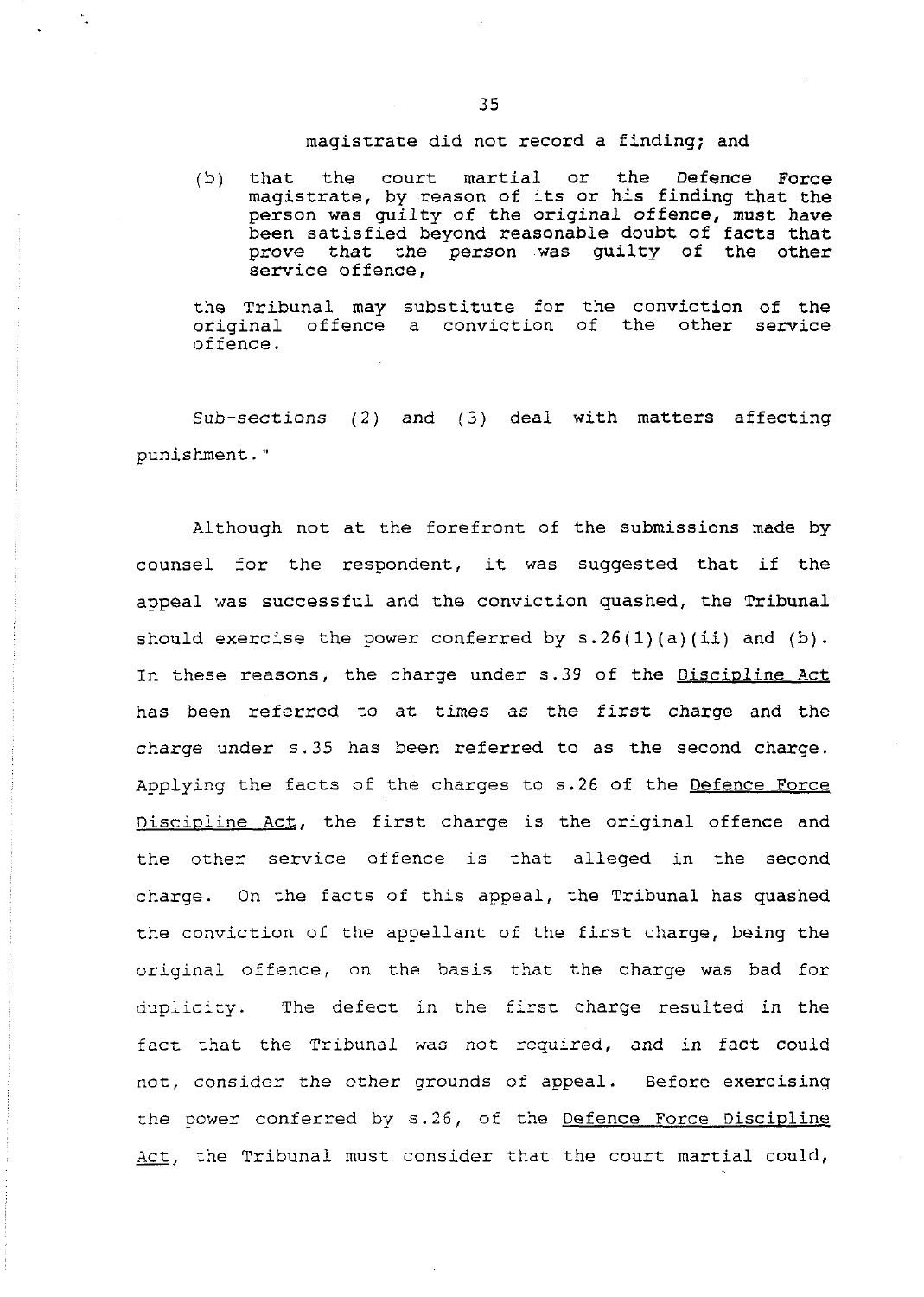magistrate did not record a finding; and

(b) that the court martial or the Defence Force magistrate, by reason of its or his finding that the person was guilty of the original offence, must have been satisfied beyond reasonable doubt of facts that prove that the person was guilty of the other service offence,

the Tribunal may substitute for the conviction of the original offence a conviction of the other service offence.

Sub-sections (2) and (3) deal with matters affecting punishment."

Although not at the forefront of the submissions made by counsel for the respondent, it was suggested that if the appeal was successful and the conviction quashed, the Tribunal should exercise the power conferred by s.26(1)(a)(ii) and (b). In these reasons, the charge under s.39 of the Discipline Act has been referred to at times as the first charge and the charge under s.35 has been referred to as the second charge. Applying the facts of the charges to s.26 of the Defence Force Discipline Act, the first charge is the original offence and the other service offence is that alleged in the second charge. On the facts of this appeal, the Tribunal has quashed the conviction of the appellant of the first charge, being the original offence, on the basis that the charge was bad for duplicity. The defect in the first charge resulted in the fact that the Tribunal was not required, and in fact could not, consider the other grounds of appeal. Before exercising the power conferred by s.26, of the Defence Force Discipline Act, the Tribunal must consider that the court martial could,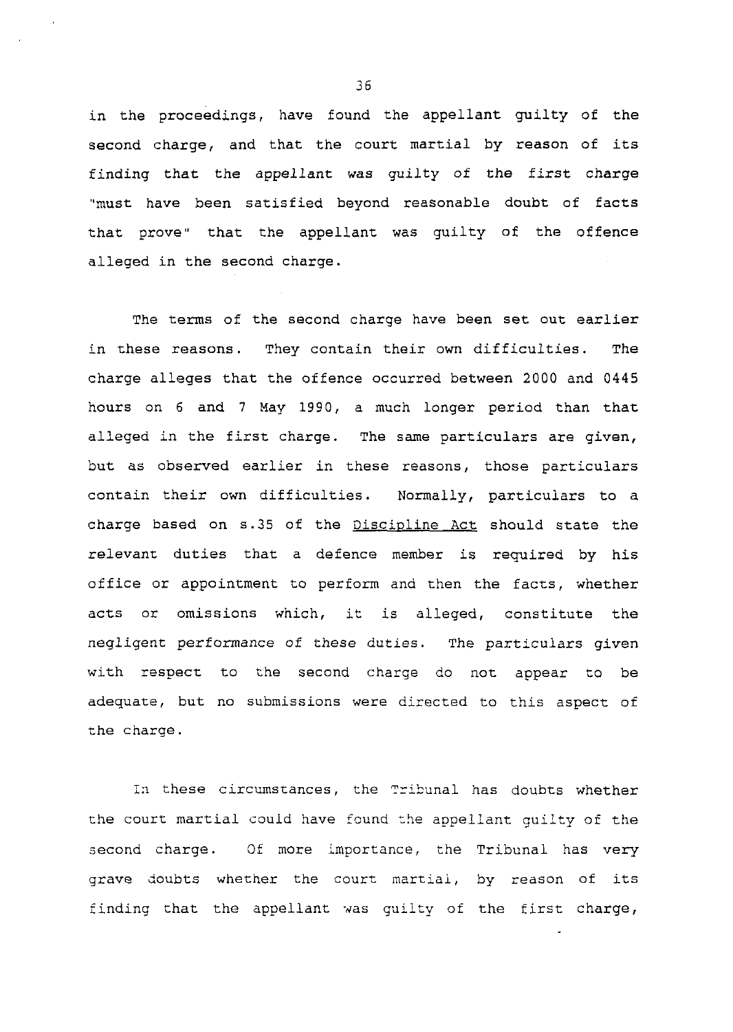in the proceedings, have found the appellant guilty of the second charge, and that the court martial by reason of its finding that the appellant was guilty of the first charge "must have been satisfied beyond reasonable doubt of facts that prove" that the appellant was guilty of the offence alleged in the second charge.

The terms of the second charge have been set out earlier in these reasons. They contain their own difficulties. The charge alleges that the offence occurred between 2000 and 0445 hours on 6 and 7 May 1990, a much longer period than that alleged in the first charge. The same particulars are given, but as observed earlier in these reasons, those particulars contain their own difficulties. Normally, particulars to a charge based on s.35 of the Discipline Act should state the relevant duties that a defence member is required by his office or appointment to perform and then the facts, whether acts or omissions which, it is alleged, constitute the negligent performance of these duties. The particulars given with respect to the second charge do not appear to be adequate, but no submissions were directed to this aspect of the charge.

In these circumstances, the Tribunal has doubts whether the court martial could have found the appellant guilty of the second charge. Of more importance, the Tribunal has very grave doubts whether the court martial, by reason of its finding that the appellant was guilty of the first charge,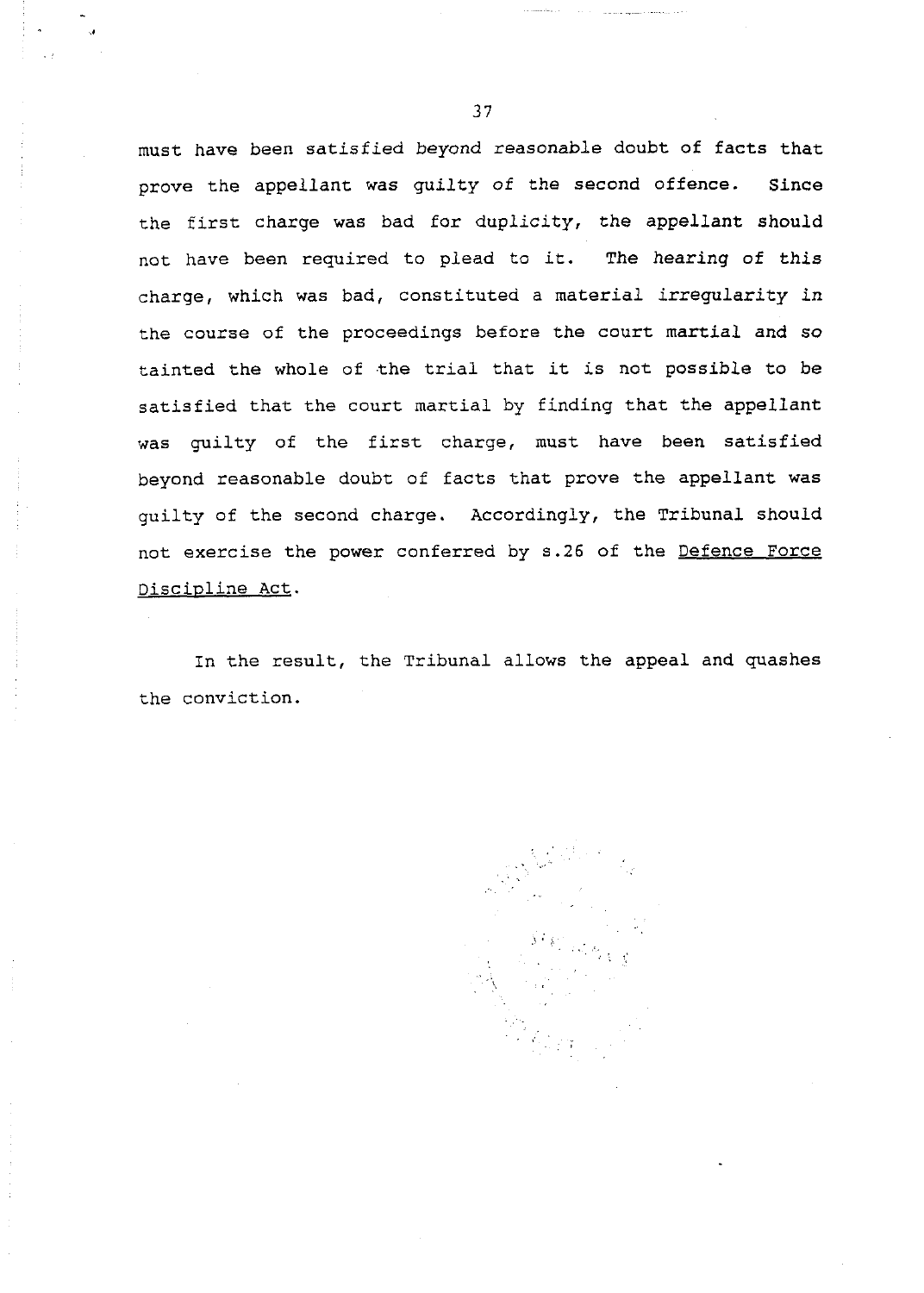must have been satisfied *beyond reasonable* doubt of facts that prove the appellant was guilty *of* the second offence. Since the first charge was bad for duplicity, the appellant should not have been required to plead to it. The *hearing* of this charge, which was bad, constituted a material *irregularity in* the course of the proceedings before the court martial and so tainted the whole of the trial that it is not possible to be satisfied that the court martial by finding that the appellant was guilty of the first charge, must have been satisfied beyond reasonable doubt of facts that prove the appellant was guilty of the second charge. Accordingly, the Tribunal should not exercise the power conferred by s.26 of the Defence Force Discipline Act.

In the result, the Tribunal allows the appeal and quashes the conviction.